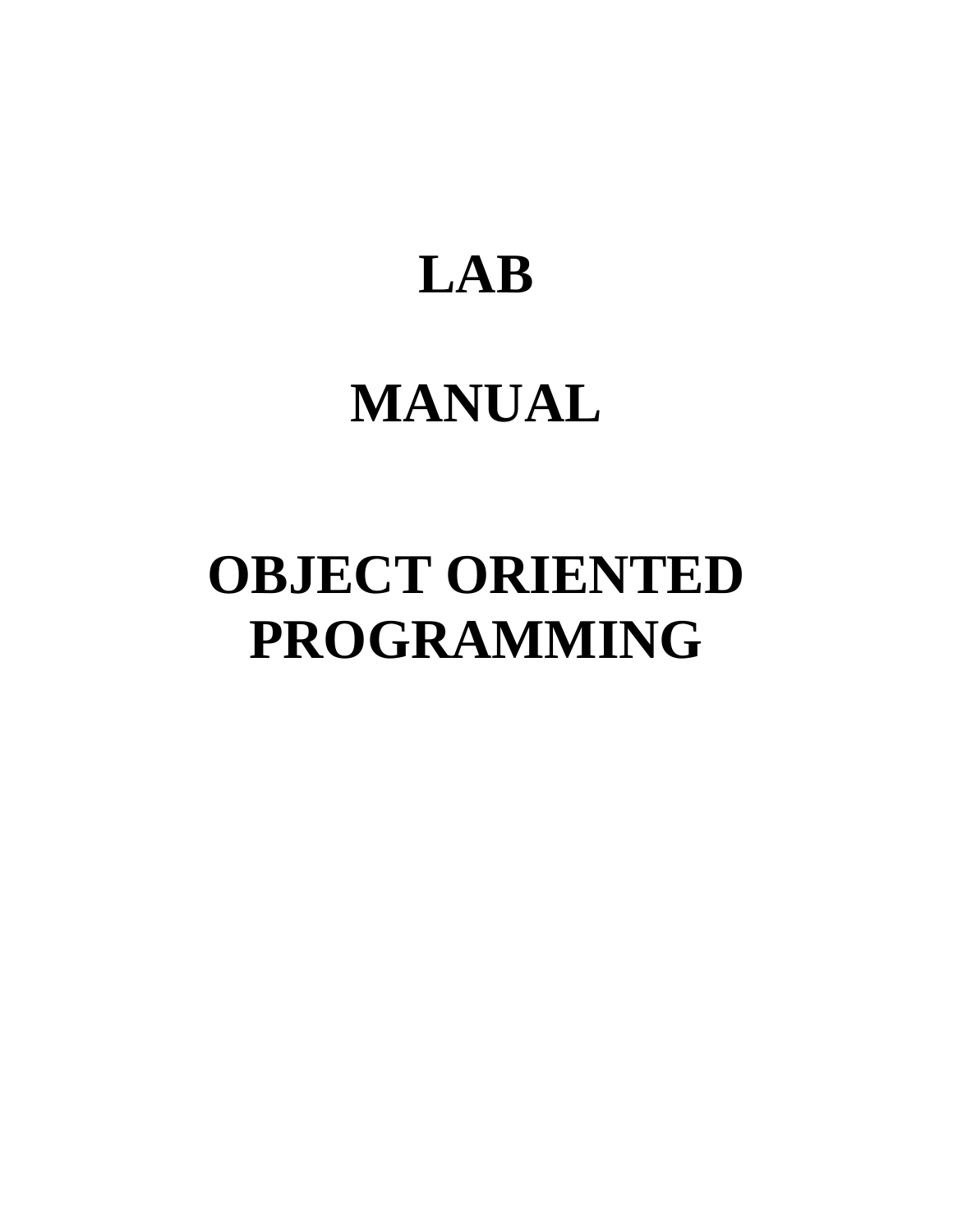# LAB

# MANUAL

# OBJECT ORIENTED PROGRAMMING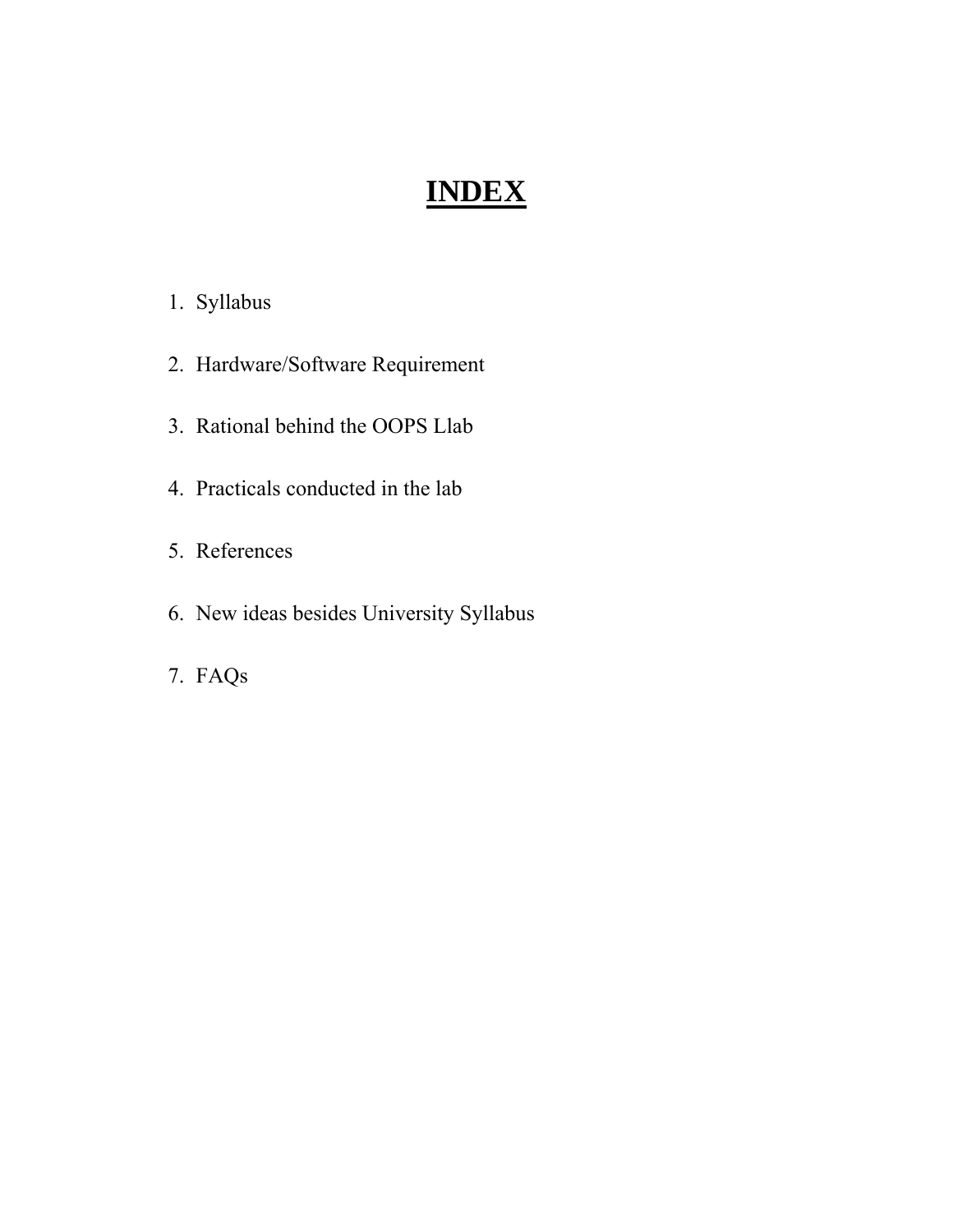# INDEX

1. Syllabus
2. Hardware/Software Requirement
3. Rational behind the OOPS Llab
4. Practicals conducted in the lab
5. References
6. New ideas besides University Syllabus
7. FAQs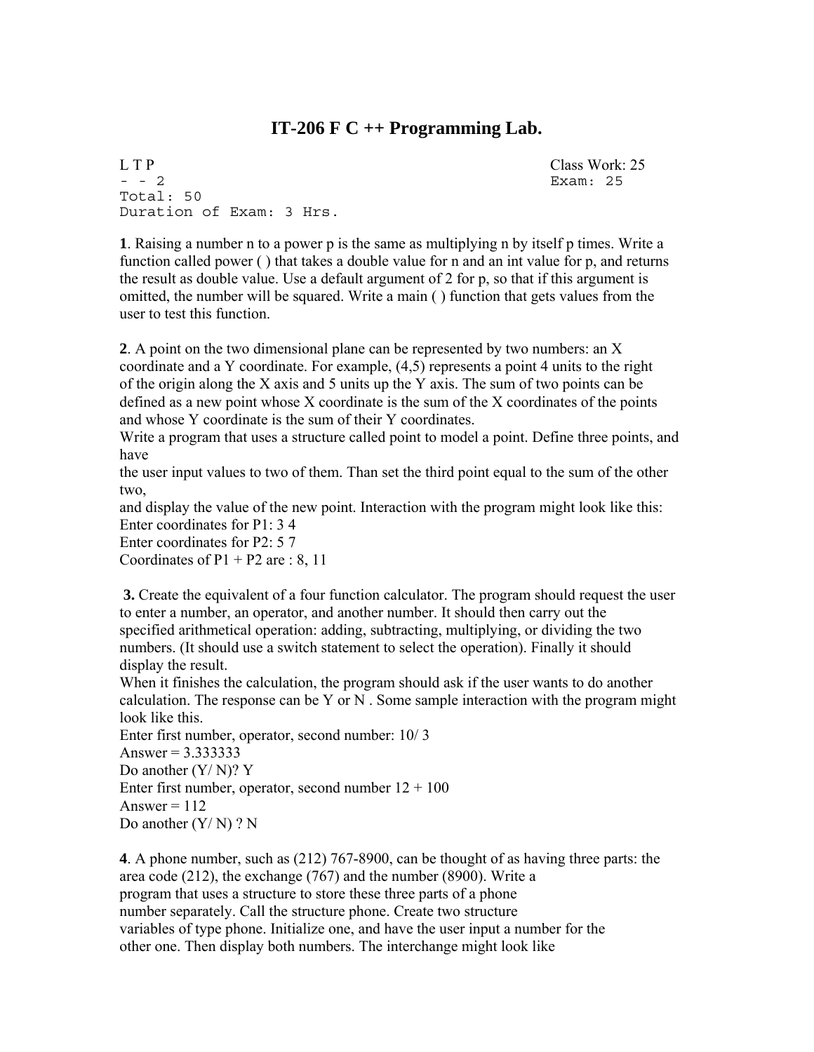# IT-206 F C ++ Programming Lab.

L T P — Class Work: 25
- - 2 — Exam: 25
Total: 50
Duration of Exam: 3 Hrs.

**1**. Raising a number n to a power p is the same as multiplying n by itself p times. Write a function called power ( ) that takes a double value for n and an int value for p, and returns the result as double value. Use a default argument of 2 for p, so that if this argument is omitted, the number will be squared. Write a main ( ) function that gets values from the user to test this function.

**2**. A point on the two dimensional plane can be represented by two numbers: an X coordinate and a Y coordinate. For example, (4,5) represents a point 4 units to the right of the origin along the X axis and 5 units up the Y axis. The sum of two points can be defined as a new point whose X coordinate is the sum of the X coordinates of the points and whose Y coordinate is the sum of their Y coordinates.
Write a program that uses a structure called point to model a point. Define three points, and have
the user input values to two of them. Than set the third point equal to the sum of the other two,
and display the value of the new point. Interaction with the program might look like this:
Enter coordinates for P1: 3 4
Enter coordinates for P2: 5 7
Coordinates of P1 + P2 are : 8, 11

**3.** Create the equivalent of a four function calculator. The program should request the user to enter a number, an operator, and another number. It should then carry out the specified arithmetical operation: adding, subtracting, multiplying, or dividing the two numbers. (It should use a switch statement to select the operation). Finally it should display the result.
When it finishes the calculation, the program should ask if the user wants to do another calculation. The response can be Y or N . Some sample interaction with the program might look like this.
Enter first number, operator, second number: 10/ 3
Answer = 3.333333
Do another (Y/ N)? Y
Enter first number, operator, second number 12 + 100
Answer = 112
Do another (Y/ N) ? N

**4**. A phone number, such as (212) 767-8900, can be thought of as having three parts: the area code (212), the exchange (767) and the number (8900). Write a
program that uses a structure to store these three parts of a phone
number separately. Call the structure phone. Create two structure
variables of type phone. Initialize one, and have the user input a number for the
other one. Then display both numbers. The interchange might look like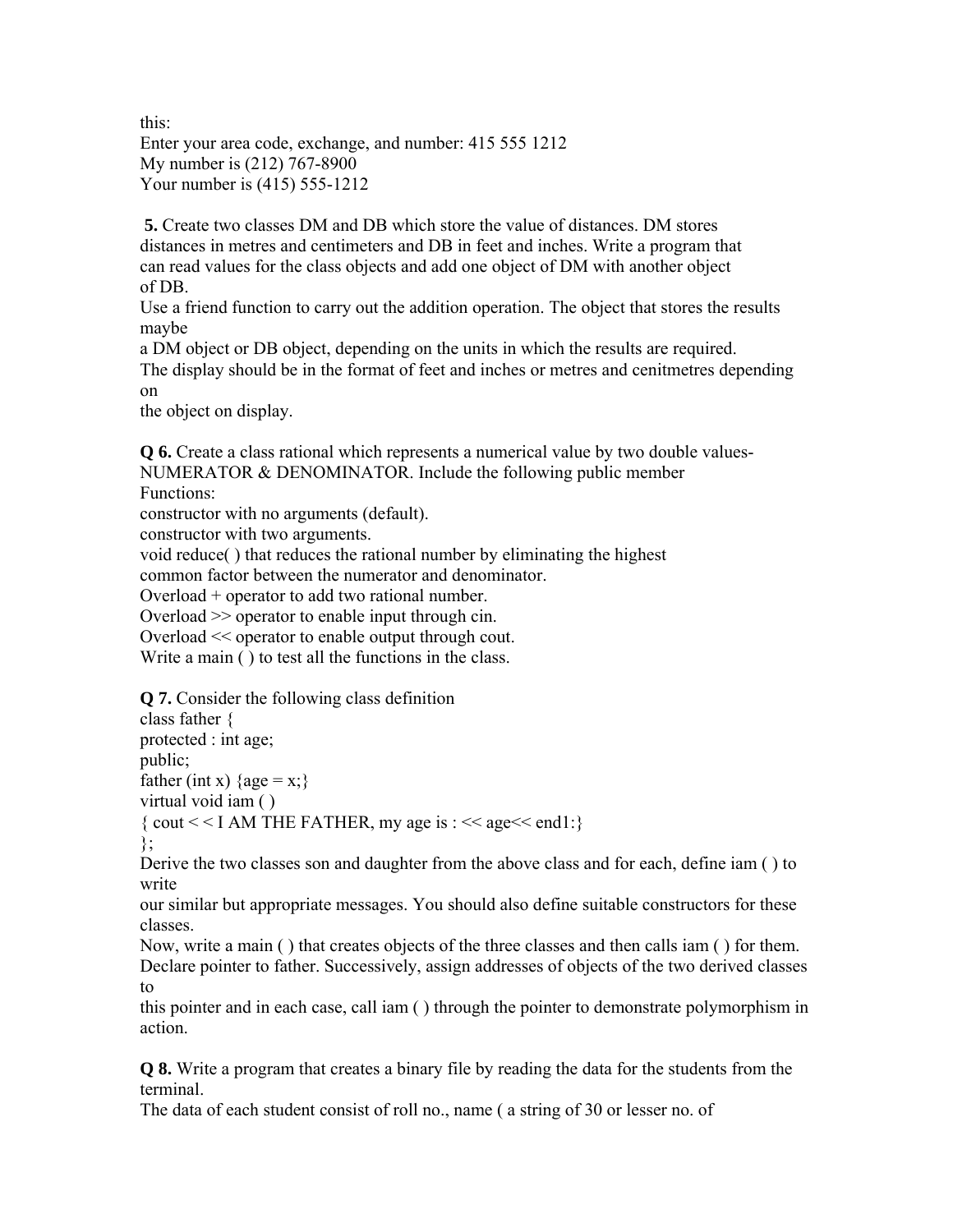this:
Enter your area code, exchange, and number: 415 555 1212
My number is (212) 767-8900
Your number is (415) 555-1212

**5.** Create two classes DM and DB which store the value of distances. DM stores distances in metres and centimeters and DB in feet and inches. Write a program that can read values for the class objects and add one object of DM with another object of DB.
Use a friend function to carry out the addition operation. The object that stores the results maybe
a DM object or DB object, depending on the units in which the results are required.
The display should be in the format of feet and inches or metres and cenitmetres depending on
the object on display.

**Q 6.** Create a class rational which represents a numerical value by two double values- NUMERATOR & DENOMINATOR. Include the following public member Functions:
constructor with no arguments (default).
constructor with two arguments.
void reduce( ) that reduces the rational number by eliminating the highest common factor between the numerator and denominator.
Overload + operator to add two rational number.
Overload >> operator to enable input through cin.
Overload << operator to enable output through cout.
Write a main ( ) to test all the functions in the class.

**Q 7.** Consider the following class definition

```
class father {
protected : int age;
public;
father (int x) {age = x;}
virtual void iam ( )
{ cout < < I AM THE FATHER, my age is : << age<< end1:}
};
```

Derive the two classes son and daughter from the above class and for each, define iam ( ) to write
our similar but appropriate messages. You should also define suitable constructors for these classes.
Now, write a main ( ) that creates objects of the three classes and then calls iam ( ) for them.
Declare pointer to father. Successively, assign addresses of objects of the two derived classes to
this pointer and in each case, call iam ( ) through the pointer to demonstrate polymorphism in action.

**Q 8.** Write a program that creates a binary file by reading the data for the students from the terminal.
The data of each student consist of roll no., name ( a string of 30 or lesser no. of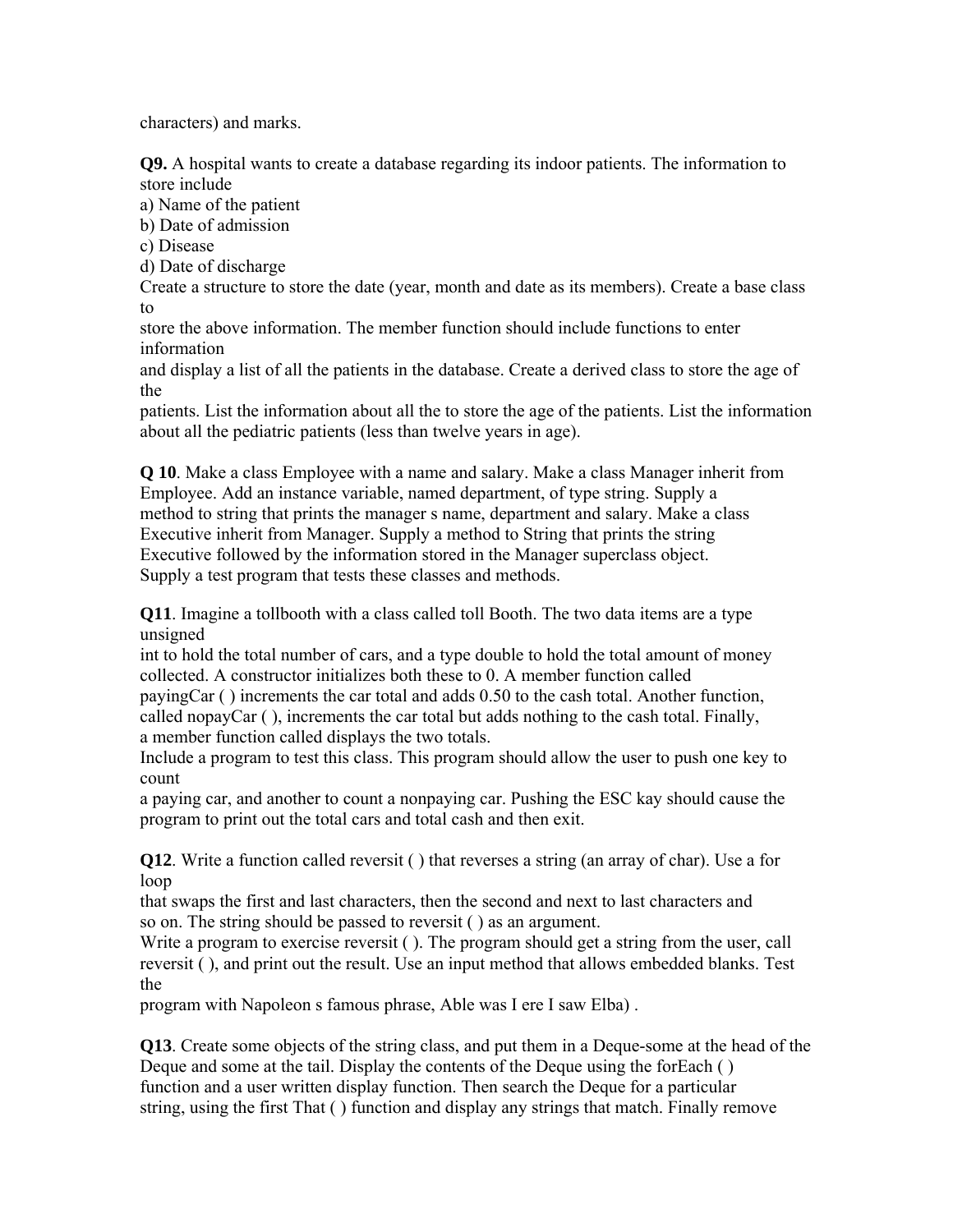characters) and marks.

**Q9.** A hospital wants to create a database regarding its indoor patients. The information to store include
a) Name of the patient
b) Date of admission
c) Disease
d) Date of discharge
Create a structure to store the date (year, month and date as its members). Create a base class to
store the above information. The member function should include functions to enter information
and display a list of all the patients in the database. Create a derived class to store the age of the
patients. List the information about all the to store the age of the patients. List the information about all the pediatric patients (less than twelve years in age).

**Q 10**. Make a class Employee with a name and salary. Make a class Manager inherit from Employee. Add an instance variable, named department, of type string. Supply a method to string that prints the manager s name, department and salary. Make a class Executive inherit from Manager. Supply a method to String that prints the string Executive followed by the information stored in the Manager superclass object. Supply a test program that tests these classes and methods.

**Q11**. Imagine a tollbooth with a class called toll Booth. The two data items are a type unsigned
int to hold the total number of cars, and a type double to hold the total amount of money collected. A constructor initializes both these to 0. A member function called payingCar ( ) increments the car total and adds 0.50 to the cash total. Another function, called nopayCar ( ), increments the car total but adds nothing to the cash total. Finally, a member function called displays the two totals.
Include a program to test this class. This program should allow the user to push one key to count
a paying car, and another to count a nonpaying car. Pushing the ESC kay should cause the program to print out the total cars and total cash and then exit.

**Q12**. Write a function called reversit ( ) that reverses a string (an array of char). Use a for loop
that swaps the first and last characters, then the second and next to last characters and so on. The string should be passed to reversit ( ) as an argument.
Write a program to exercise reversit ( ). The program should get a string from the user, call reversit ( ), and print out the result. Use an input method that allows embedded blanks. Test the
program with Napoleon s famous phrase, Able was I ere I saw Elba) .

**Q13**. Create some objects of the string class, and put them in a Deque-some at the head of the Deque and some at the tail. Display the contents of the Deque using the forEach ( ) function and a user written display function. Then search the Deque for a particular string, using the first That ( ) function and display any strings that match. Finally remove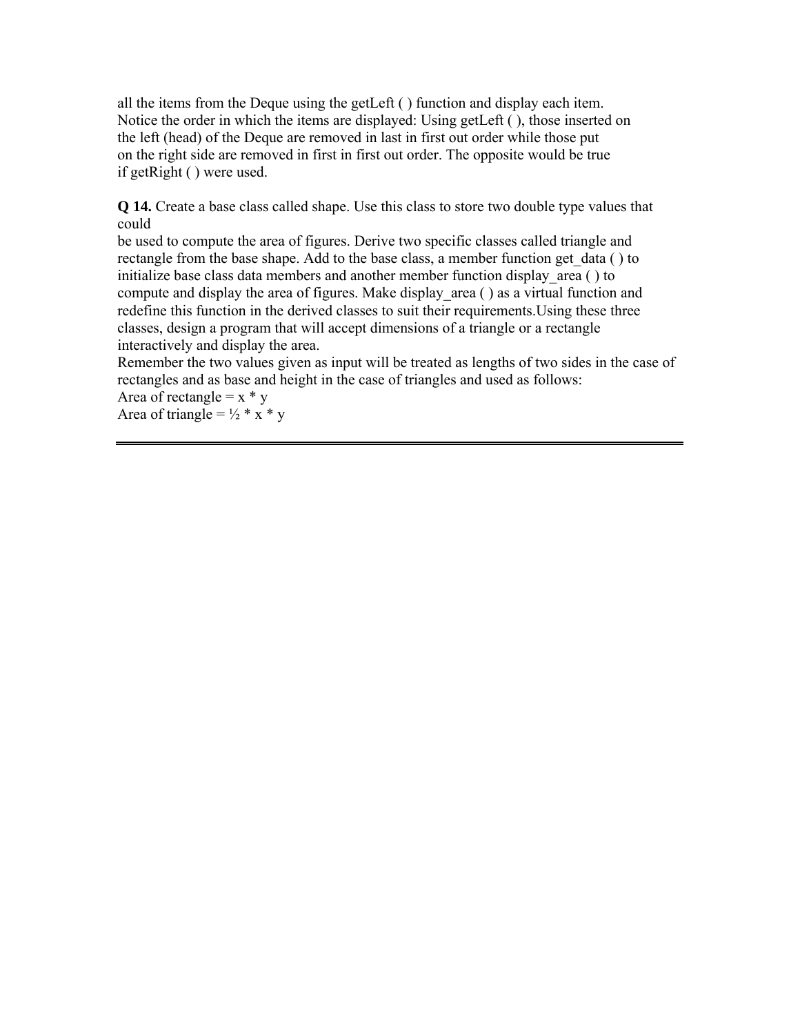all the items from the Deque using the getLeft ( ) function and display each item. Notice the order in which the items are displayed: Using getLeft ( ), those inserted on the left (head) of the Deque are removed in last in first out order while those put on the right side are removed in first in first out order. The opposite would be true if getRight ( ) were used.

**Q 14.** Create a base class called shape. Use this class to store two double type values that could be used to compute the area of figures. Derive two specific classes called triangle and rectangle from the base shape. Add to the base class, a member function get_data ( ) to initialize base class data members and another member function display_area ( ) to compute and display the area of figures. Make display_area ( ) as a virtual function and redefine this function in the derived classes to suit their requirements.Using these three classes, design a program that will accept dimensions of a triangle or a rectangle interactively and display the area.

Remember the two values given as input will be treated as lengths of two sides in the case of rectangles and as base and height in the case of triangles and used as follows:

Area of rectangle = $x * y$

Area of triangle = $\frac{1}{2} * x * y$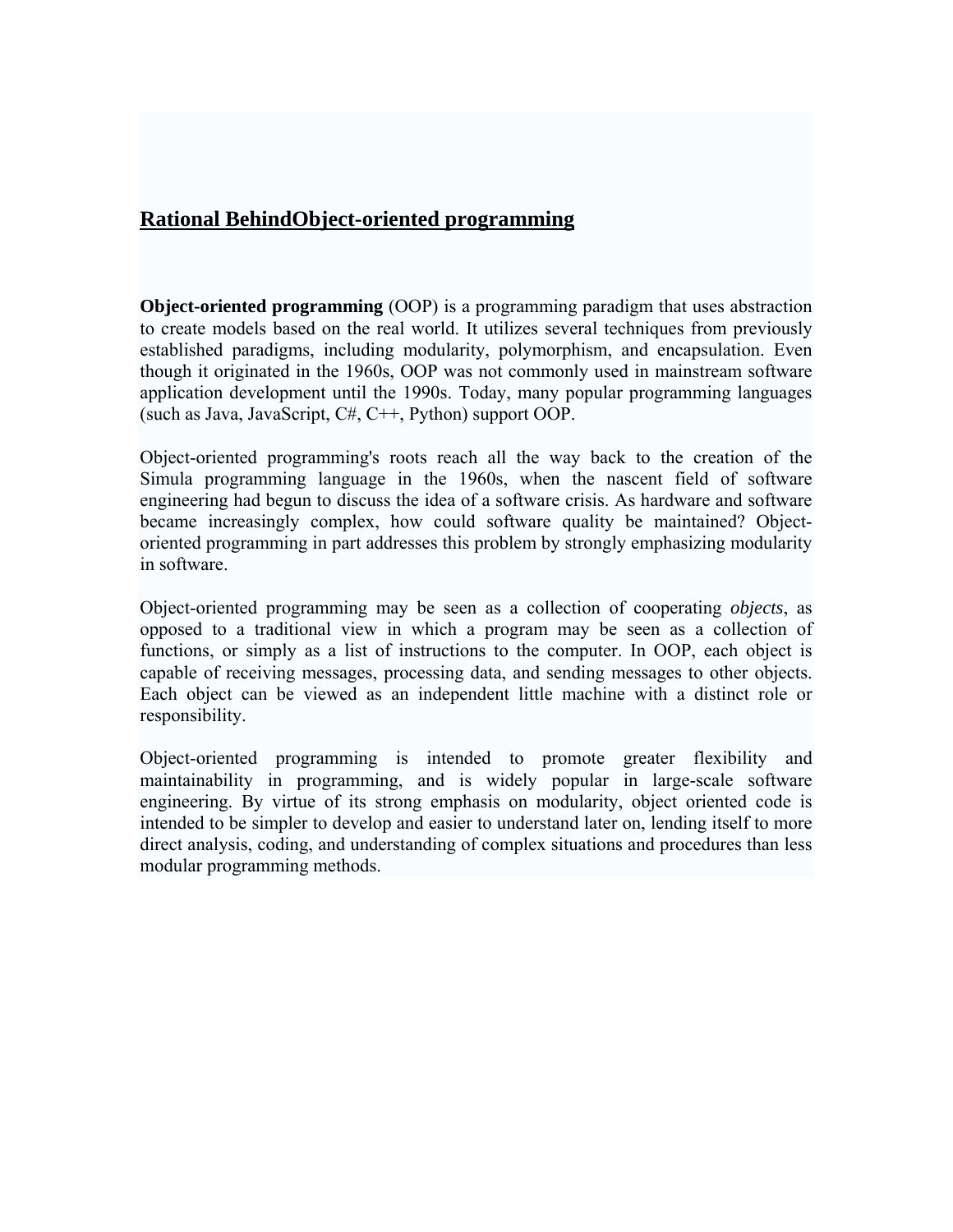## Rational BehindObject-oriented programming

**Object-oriented programming** (OOP) is a programming paradigm that uses abstraction to create models based on the real world. It utilizes several techniques from previously established paradigms, including modularity, polymorphism, and encapsulation. Even though it originated in the 1960s, OOP was not commonly used in mainstream software application development until the 1990s. Today, many popular programming languages (such as Java, JavaScript, C#, C++, Python) support OOP.

Object-oriented programming's roots reach all the way back to the creation of the Simula programming language in the 1960s, when the nascent field of software engineering had begun to discuss the idea of a software crisis. As hardware and software became increasingly complex, how could software quality be maintained? Object-oriented programming in part addresses this problem by strongly emphasizing modularity in software.

Object-oriented programming may be seen as a collection of cooperating *objects*, as opposed to a traditional view in which a program may be seen as a collection of functions, or simply as a list of instructions to the computer. In OOP, each object is capable of receiving messages, processing data, and sending messages to other objects. Each object can be viewed as an independent little machine with a distinct role or responsibility.

Object-oriented programming is intended to promote greater flexibility and maintainability in programming, and is widely popular in large-scale software engineering. By virtue of its strong emphasis on modularity, object oriented code is intended to be simpler to develop and easier to understand later on, lending itself to more direct analysis, coding, and understanding of complex situations and procedures than less modular programming methods.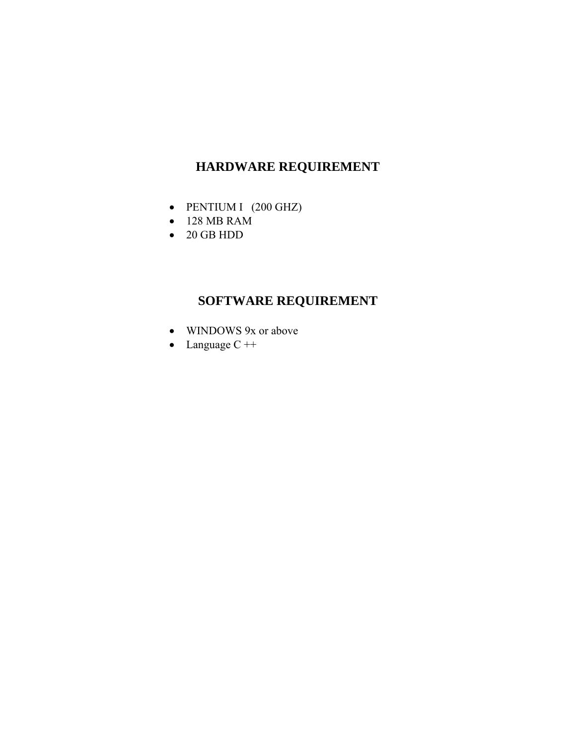## HARDWARE REQUIREMENT

- PENTIUM I (200 GHZ)
- 128 MB RAM
- 20 GB HDD

## SOFTWARE REQUIREMENT

- WINDOWS 9x or above
- Language C ++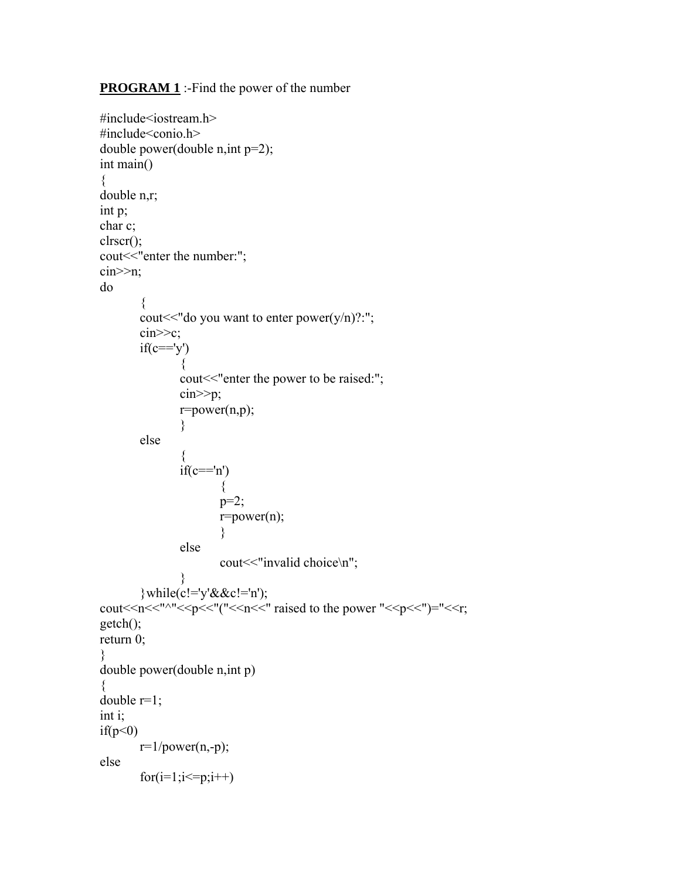**PROGRAM 1** :-Find the power of the number

```
#include<iostream.h>
#include<conio.h>
double power(double n,int p=2);
int main()
{
double n,r;
int p;
char c;
clrscr();
cout<<"enter the number:";
cin>>n;
do
	{
	cout<<"do you want to enter power(y/n)?:";
	cin>>c;
	if(c=='y')
		{
		cout<<"enter the power to be raised:";
		cin>>p;
		r=power(n,p);
		}
	else
		{
		if(c=='n')
			{
			p=2;
			r=power(n);
			}
		else
			cout<<"invalid choice\n";
		}
	}while(c!='y'&&c!='n');
cout<<n<<"^"<<p<<"("<<n<<" raised to the power "<<p<<")="<<r;
getch();
return 0;
}
double power(double n,int p)
{
double r=1;
int i;
if(p<0)
	r=1/power(n,-p);
else
	for(i=1;i<=p;i++)
```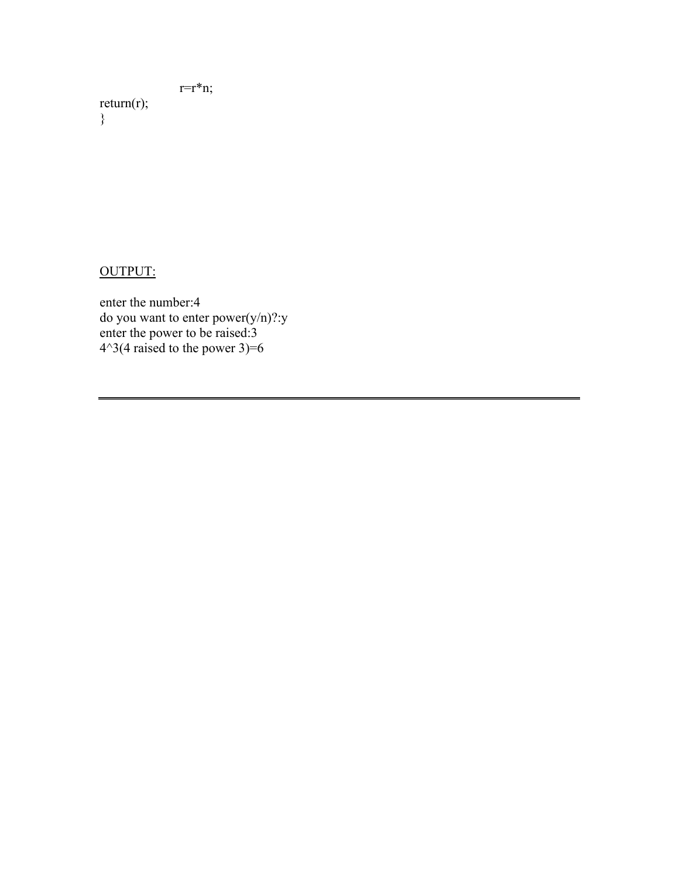```
                r=r*n;
return(r);
}
```

OUTPUT:

```
enter the number:4
do you want to enter power(y/n)?:y
enter the power to be raised:3
4^3(4 raised to the power 3)=6
```

---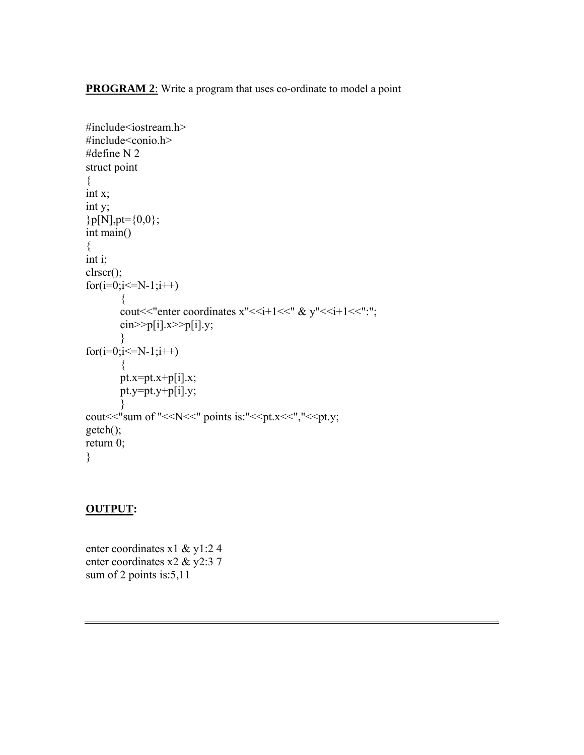**PROGRAM 2**: Write a program that uses co-ordinate to model a point

```
#include<iostream.h>
#include<conio.h>
#define N 2
struct point
{
int x;
int y;
}p[N],pt={0,0};
int main()
{
int i;
clrscr();
for(i=0;i<=N-1;i++)
        {
        cout<<"enter coordinates x"<<i+1<<" & y"<<i+1<<":";
        cin>>p[i].x>>p[i].y;
        }
for(i=0;i<=N-1;i++)
        {
        pt.x=pt.x+p[i].x;
        pt.y=pt.y+p[i].y;
        }
cout<<"sum of "<<N<<" points is:"<<pt.x<<","<<pt.y;
getch();
return 0;
}
```

**OUTPUT:**

```
enter coordinates x1 & y1:2 4
enter coordinates x2 & y2:3 7
sum of 2 points is:5,11
```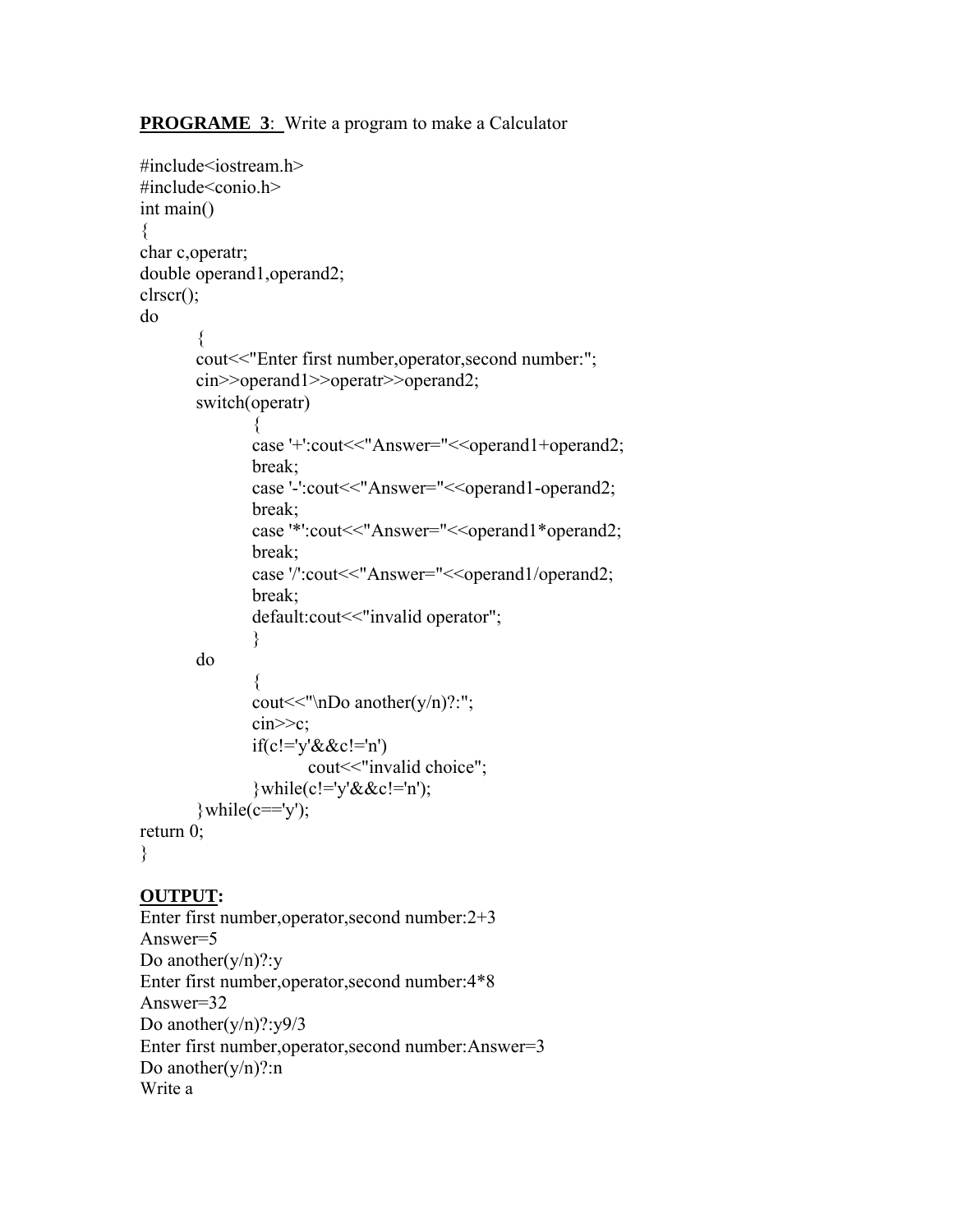**<u>PROGRAME 3</u>**: Write a program to make a Calculator

```
#include<iostream.h>
#include<conio.h>
int main()
{
char c,operatr;
double operand1,operand2;
clrscr();
do
	{
	cout<<"Enter first number,operator,second number:";
	cin>>operand1>>operatr>>operand2;
	switch(operatr)
		{
		case '+':cout<<"Answer="<<operand1+operand2;
		break;
		case '-':cout<<"Answer="<<operand1-operand2;
		break;
		case '*':cout<<"Answer="<<operand1*operand2;
		break;
		case '/':cout<<"Answer="<<operand1/operand2;
		break;
		default:cout<<"invalid operator";
		}
	do
		{
		cout<<"\nDo another(y/n)?:";
		cin>>c;
		if(c!='y'&&c!='n')
			cout<<"invalid choice";
		}while(c!='y'&&c!='n');
	}while(c=='y');
return 0;
}
```

**<u>OUTPUT</u>:**

```
Enter first number,operator,second number:2+3
Answer=5
Do another(y/n)?:y
Enter first number,operator,second number:4*8
Answer=32
Do another(y/n)?:y9/3
Enter first number,operator,second number:Answer=3
Do another(y/n)?:n
```

Write a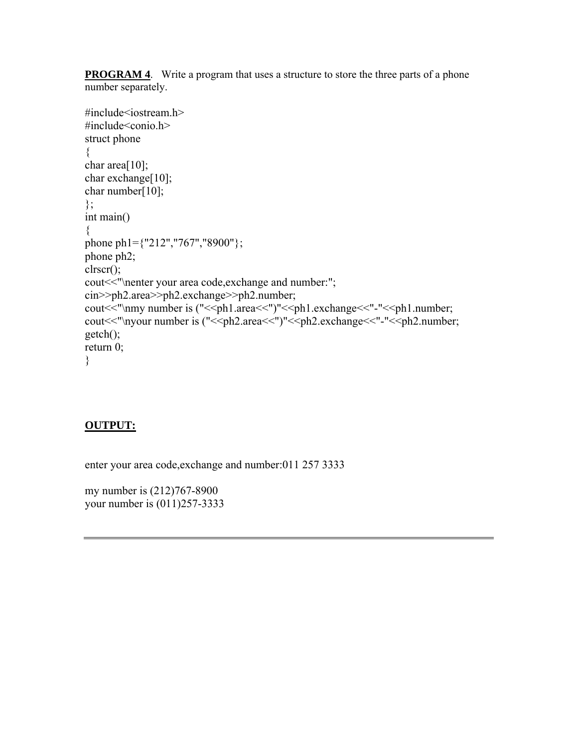**PROGRAM 4**. Write a program that uses a structure to store the three parts of a phone number separately.

```
#include<iostream.h>
#include<conio.h>
struct phone
{
char area[10];
char exchange[10];
char number[10];
};
int main()
{
phone ph1={"212","767","8900"};
phone ph2;
clrscr();
cout<<"\nenter your area code,exchange and number:";
cin>>ph2.area>>ph2.exchange>>ph2.number;
cout<<"\nmy number is ("<<ph1.area<<")"<<ph1.exchange<<"-"<<ph1.number;
cout<<"\nyour number is ("<<ph2.area<<")"<<ph2.exchange<<"-"<<ph2.number;
getch();
return 0;
}
```

**OUTPUT:**

```
enter your area code,exchange and number:011 257 3333

my number is (212)767-8900
your number is (011)257-3333
```

---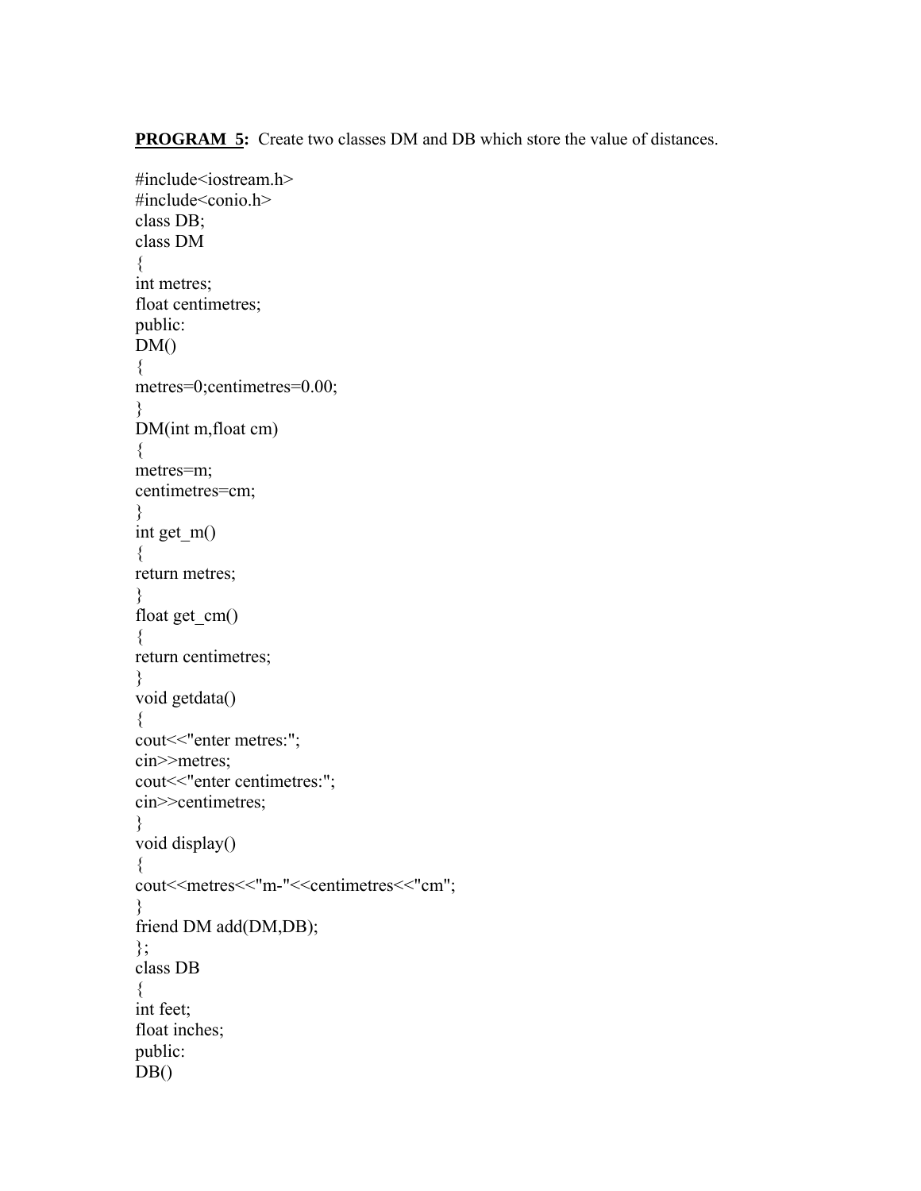**PROGRAM 5:** Create two classes DM and DB which store the value of distances.

```
#include<iostream.h>
#include<conio.h>
class DB;
class DM
{
int metres;
float centimetres;
public:
DM()
{
metres=0;centimetres=0.00;
}
DM(int m,float cm)
{
metres=m;
centimetres=cm;
}
int get_m()
{
return metres;
}
float get_cm()
{
return centimetres;
}
void getdata()
{
cout<<"enter metres:";
cin>>metres;
cout<<"enter centimetres:";
cin>>centimetres;
}
void display()
{
cout<<metres<<"m-"<<centimetres<<"cm";
}
friend DM add(DM,DB);
};
class DB
{
int feet;
float inches;
public:
DB()
```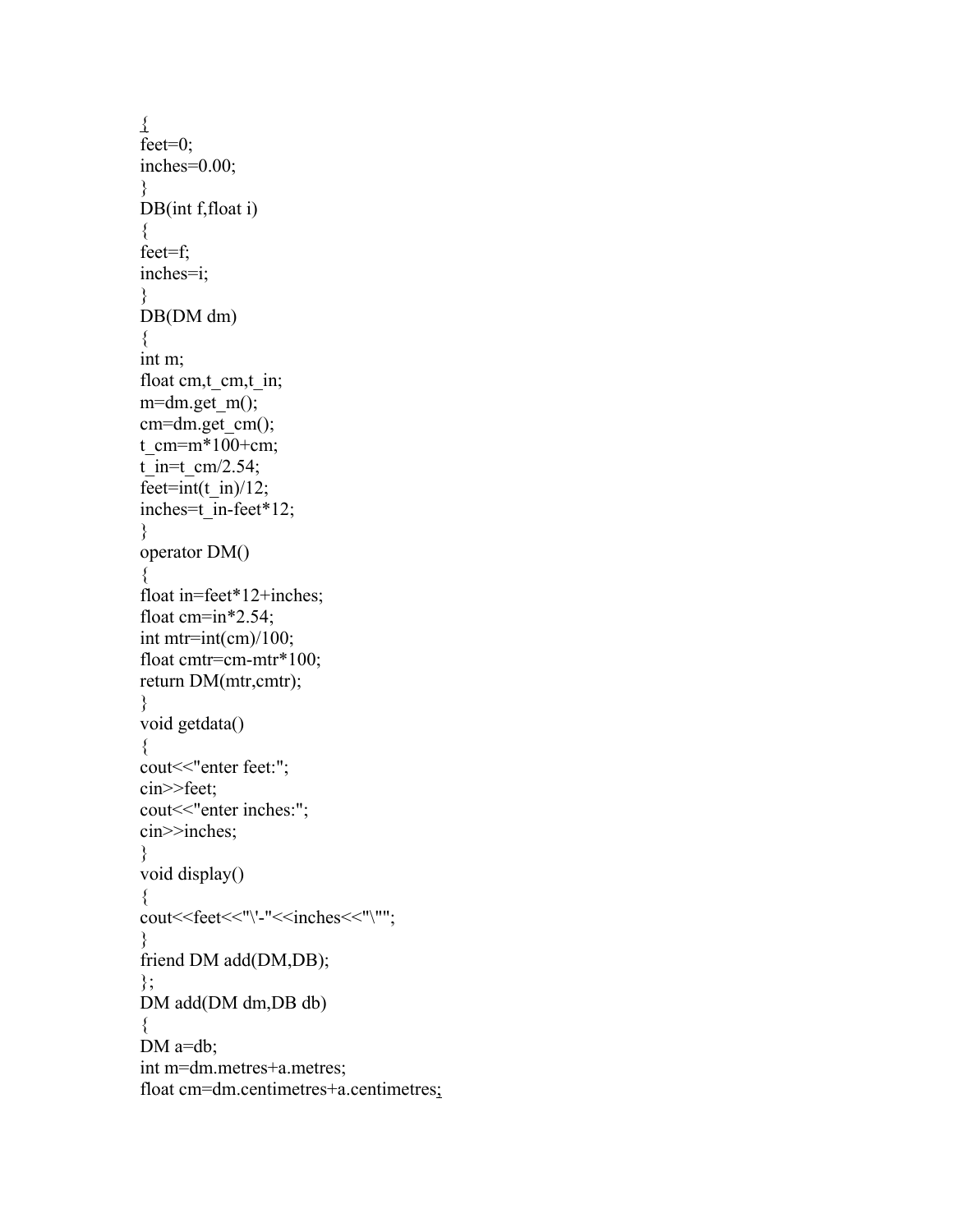```
{
feet=0;
inches=0.00;
}
DB(int f,float i)
{
feet=f;
inches=i;
}
DB(DM dm)
{
int m;
float cm,t_cm,t_in;
m=dm.get_m();
cm=dm.get_cm();
t_cm=m*100+cm;
t_in=t_cm/2.54;
feet=int(t_in)/12;
inches=t_in-feet*12;
}
operator DM()
{
float in=feet*12+inches;
float cm=in*2.54;
int mtr=int(cm)/100;
float cmtr=cm-mtr*100;
return DM(mtr,cmtr);
}
void getdata()
{
cout<<"enter feet:";
cin>>feet;
cout<<"enter inches:";
cin>>inches;
}
void display()
{
cout<<feet<<"\'-"<<inches<<"\"";
}
friend DM add(DM,DB);
};
DM add(DM dm,DB db)
{
DM a=db;
int m=dm.metres+a.metres;
float cm=dm.centimetres+a.centimetres;
```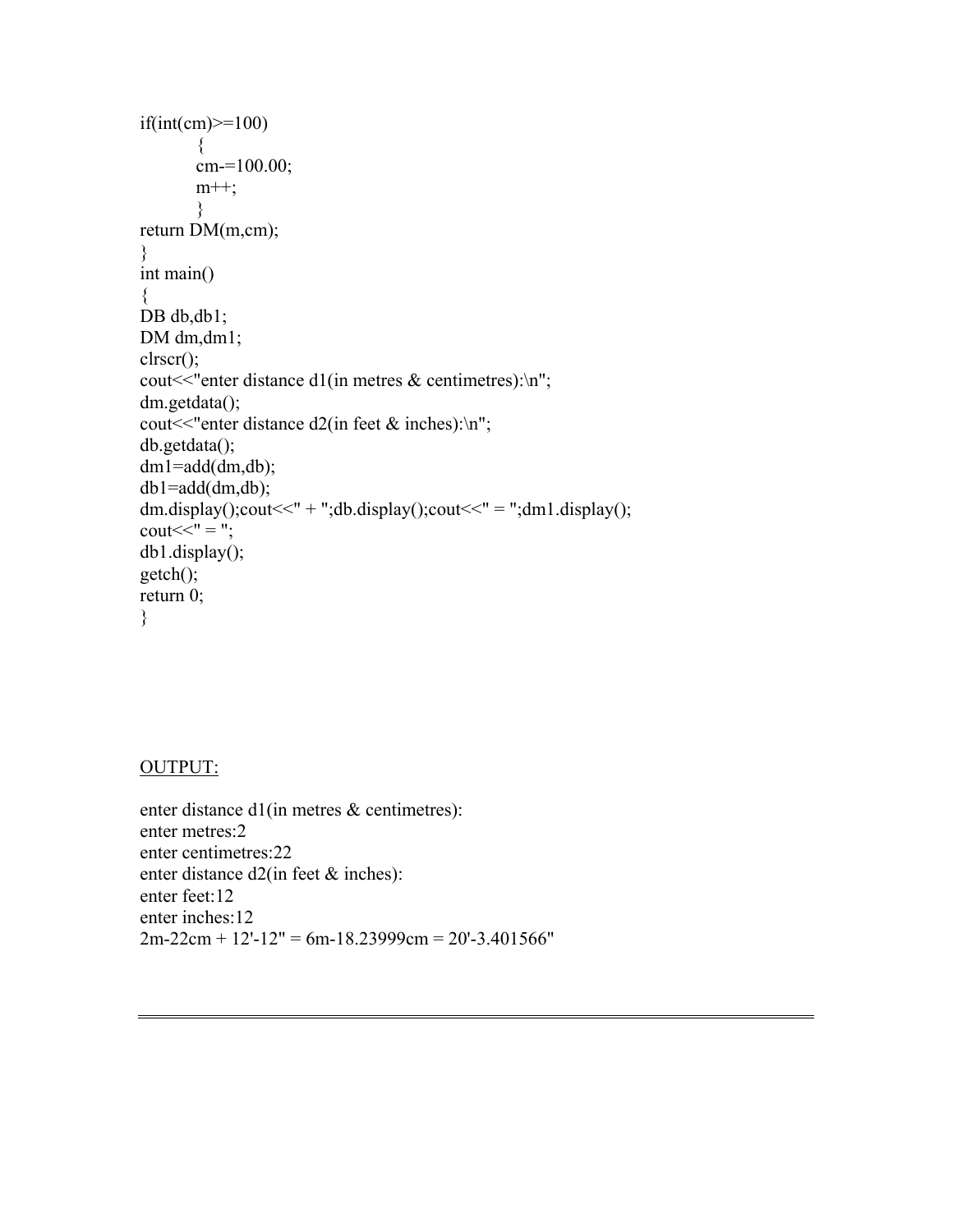```
if(int(cm)>=100)
        {
        cm-=100.00;
        m++;
        }
return DM(m,cm);
}
int main()
{
DB db,db1;
DM dm,dm1;
clrscr();
cout<<"enter distance d1(in metres & centimetres):\n";
dm.getdata();
cout<<"enter distance d2(in feet & inches):\n";
db.getdata();
dm1=add(dm,db);
db1=add(dm,db);
dm.display();cout<<" + ";db.display();cout<<" = ";dm1.display();
cout<<" = ";
db1.display();
getch();
return 0;
}
```

OUTPUT:

```
enter distance d1(in metres & centimetres):
enter metres:2
enter centimetres:22
enter distance d2(in feet & inches):
enter feet:12
enter inches:12
2m-22cm + 12'-12" = 6m-18.23999cm = 20'-3.401566"
```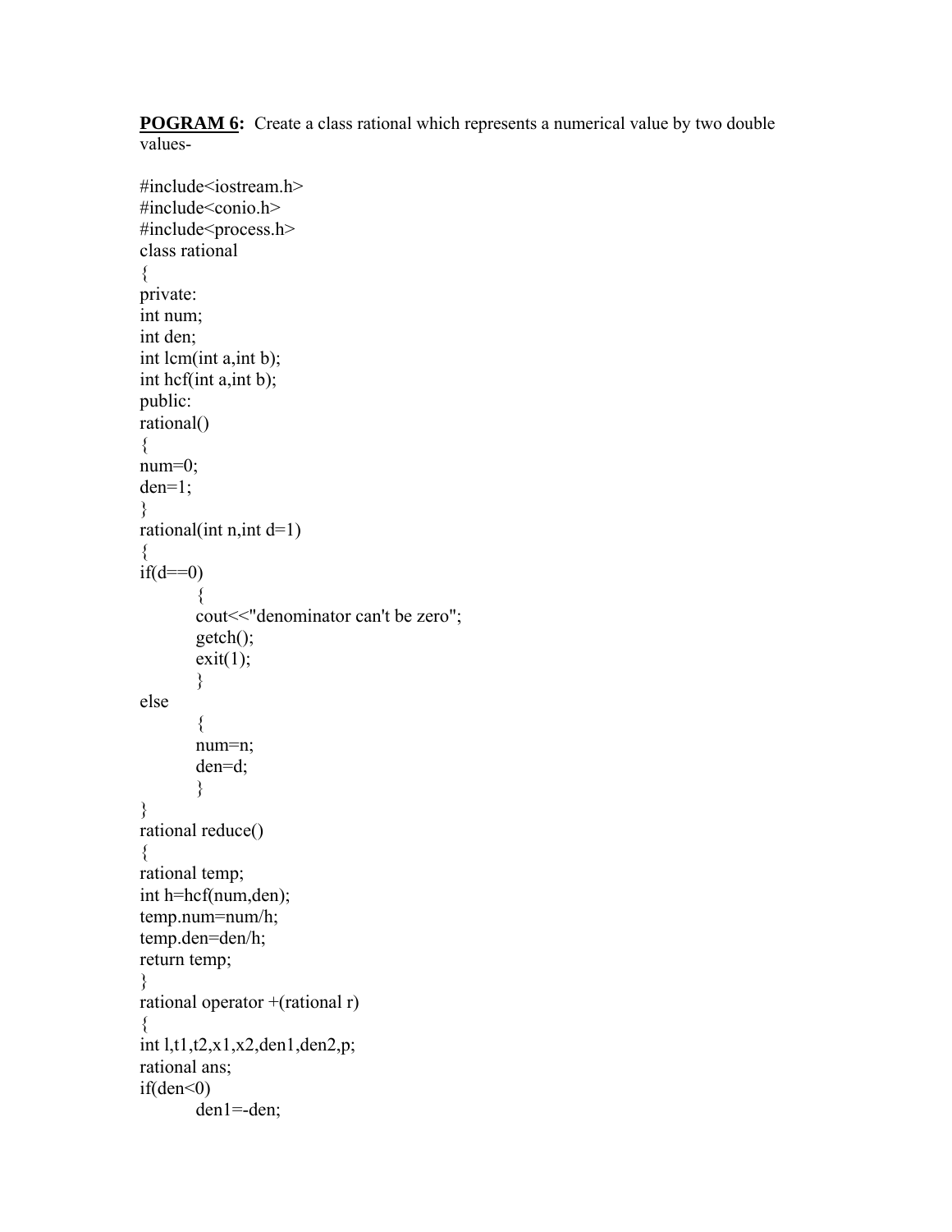**POGRAM 6:** Create a class rational which represents a numerical value by two double values-

```
#include<iostream.h>
#include<conio.h>
#include<process.h>
class rational
{
private:
int num;
int den;
int lcm(int a,int b);
int hcf(int a,int b);
public:
rational()
{
num=0;
den=1;
}
rational(int n,int d=1)
{
if(d==0)
        {
        cout<<"denominator can't be zero";
        getch();
        exit(1);
        }
else
        {
        num=n;
        den=d;
        }
}
rational reduce()
{
rational temp;
int h=hcf(num,den);
temp.num=num/h;
temp.den=den/h;
return temp;
}
rational operator +(rational r)
{
int l,t1,t2,x1,x2,den1,den2,p;
rational ans;
if(den<0)
        den1=-den;
```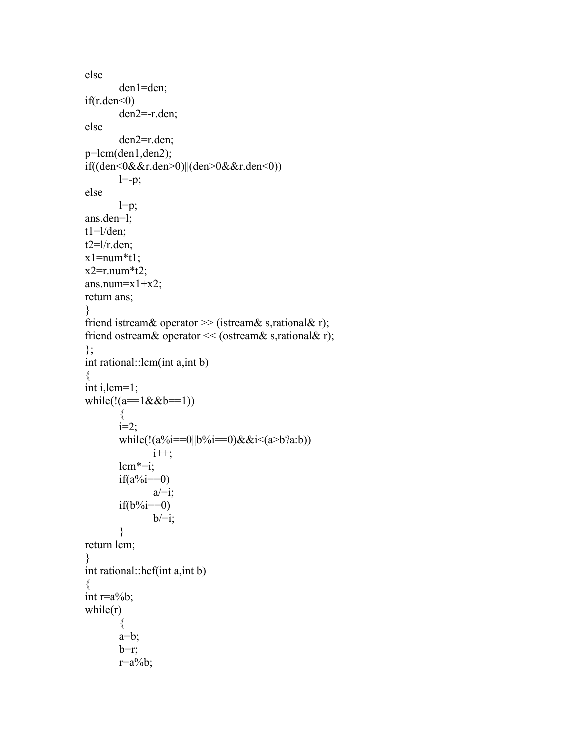```
else
        den1=den;
if(r.den<0)
        den2=-r.den;
else
        den2=r.den;
p=lcm(den1,den2);
if((den<0&&r.den>0)||(den>0&&r.den<0))
        l=-p;
else
        l=p;
ans.den=l;
t1=l/den;
t2=l/r.den;
x1=num*t1;
x2=r.num*t2;
ans.num=x1+x2;
return ans;
}
friend istream& operator >> (istream& s,rational& r);
friend ostream& operator << (ostream& s,rational& r);
};
int rational::lcm(int a,int b)
{
int i,lcm=1;
while(!(a==1&&b==1))
        {
        i=2;
        while(!(a%i==0||b%i==0)&&i<(a>b?a:b))
                i++;
        lcm*=i;
        if(a%i==0)
                a/=i;
        if(b%i==0)
                b/=i;
        }
return lcm;
}
int rational::hcf(int a,int b)
{
int r=a%b;
while(r)
        {
        a=b;
        b=r;
        r=a%b;
```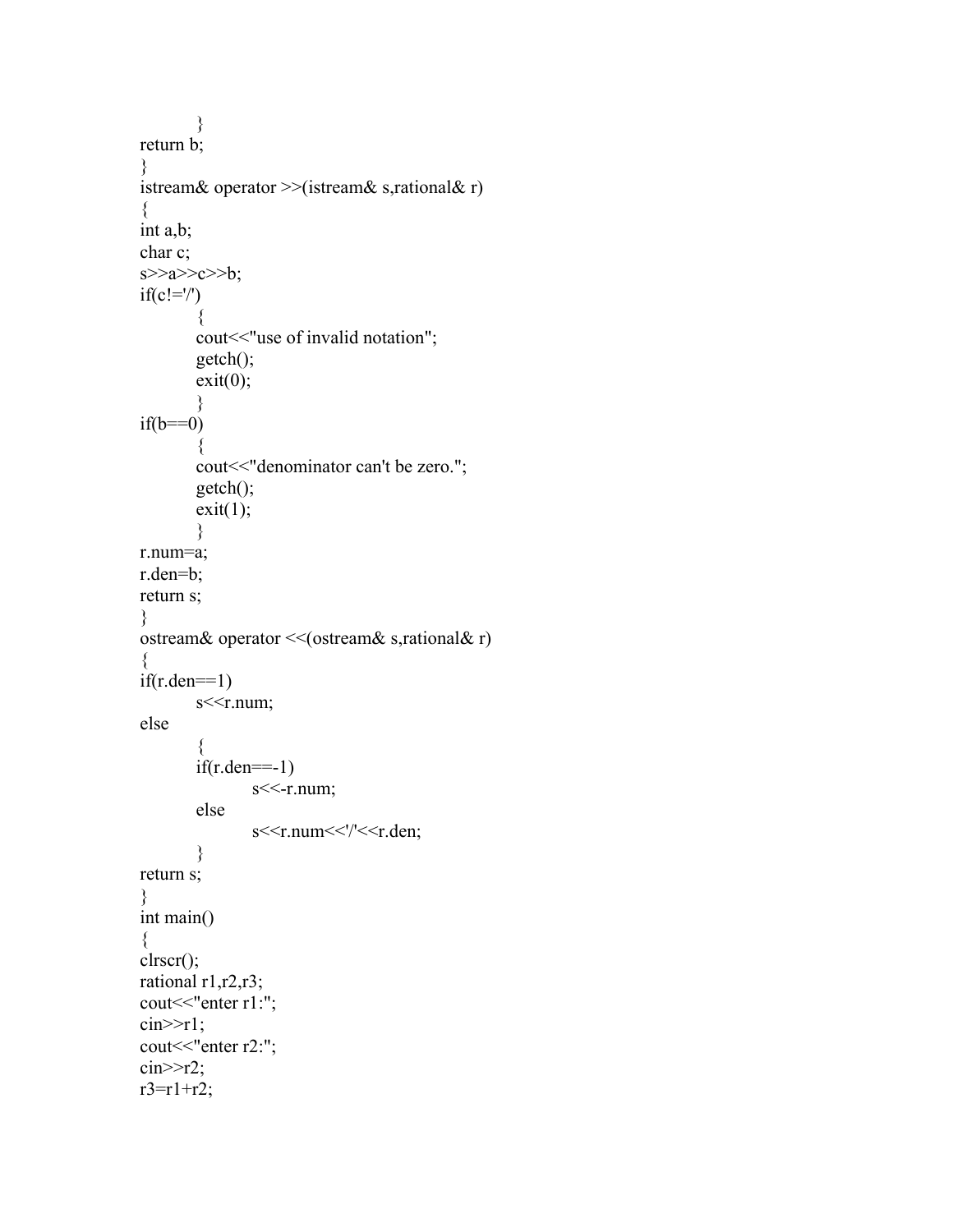```
	}
return b;
}
istream& operator >>(istream& s,rational& r)
{
int a,b;
char c;
s>>a>>c>>b;
if(c!='/')
	{
	cout<<"use of invalid notation";
	getch();
	exit(0);
	}
if(b==0)
	{
	cout<<"denominator can't be zero.";
	getch();
	exit(1);
	}
r.num=a;
r.den=b;
return s;
}
ostream& operator <<(ostream& s,rational& r)
{
if(r.den==1)
	s<<r.num;
else
	{
	if(r.den==-1)
		s<<-r.num;
	else
		s<<r.num<<'/'<<r.den;
	}
return s;
}
int main()
{
clrscr();
rational r1,r2,r3;
cout<<"enter r1:";
cin>>r1;
cout<<"enter r2:";
cin>>r2;
r3=r1+r2;
```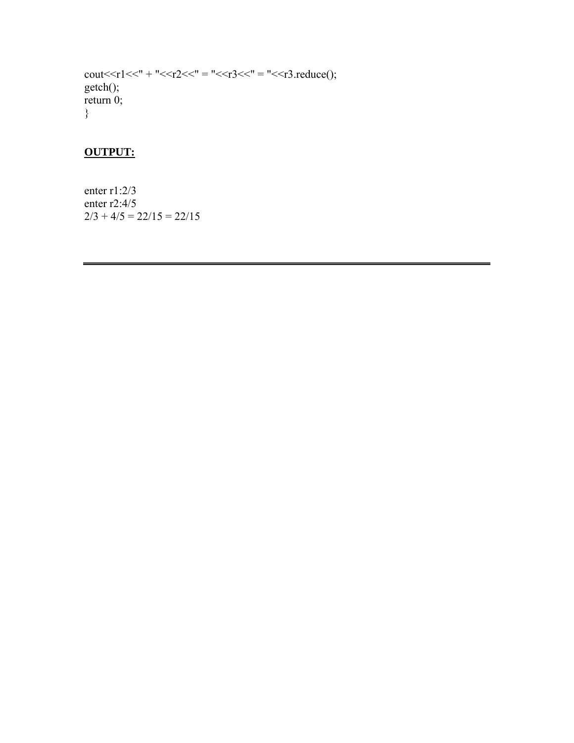```
cout<<r1<<" + "<<r2<<" = "<<r3<<" = "<<r3.reduce();
getch();
return 0;
}
```

**OUTPUT:**

```
enter r1:2/3
enter r2:4/5
2/3 + 4/5 = 22/15 = 22/15
```

---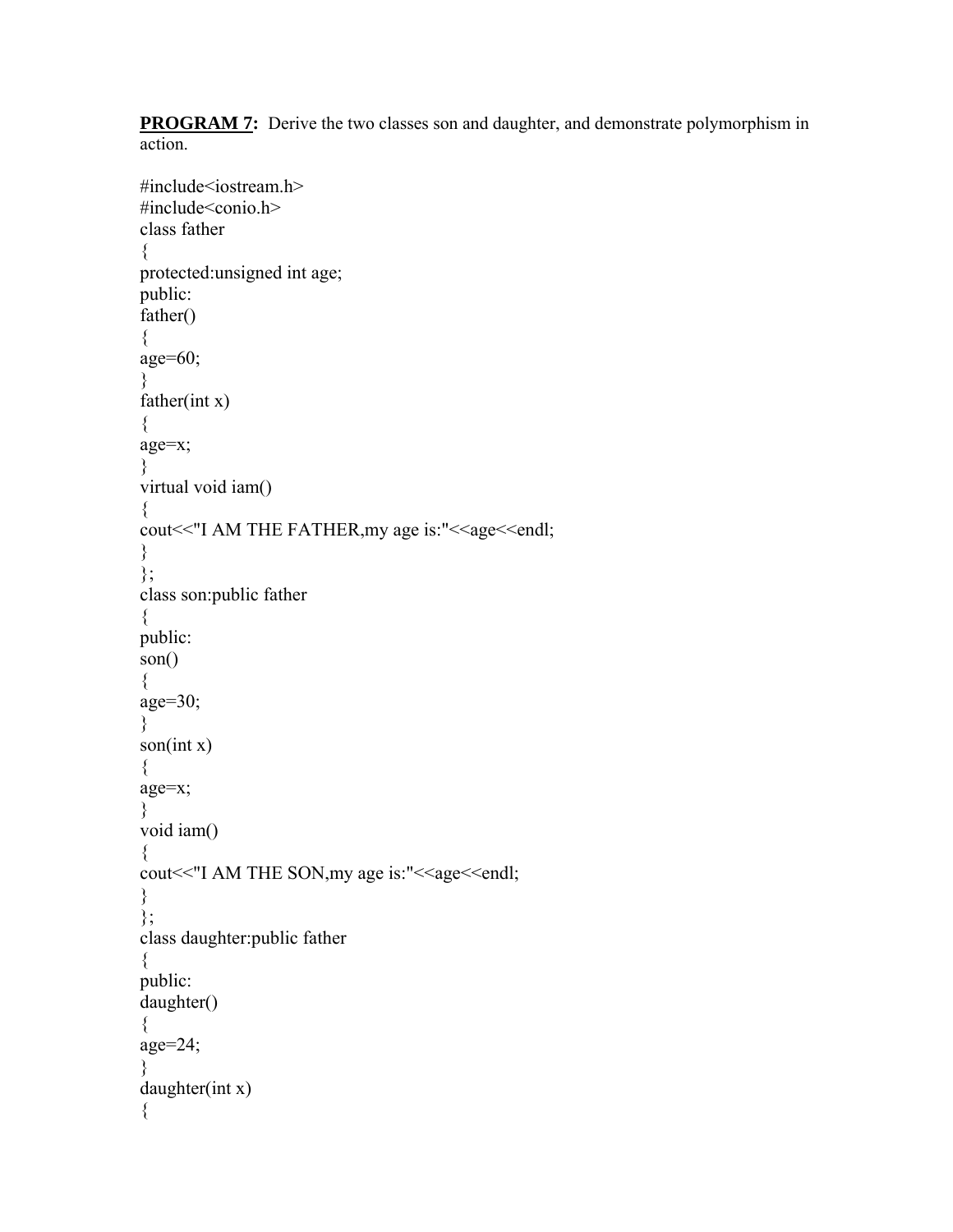**PROGRAM 7:** Derive the two classes son and daughter, and demonstrate polymorphism in action.

```
#include<iostream.h>
#include<conio.h>
class father
{
protected:unsigned int age;
public:
father()
{
age=60;
}
father(int x)
{
age=x;
}
virtual void iam()
{
cout<<"I AM THE FATHER,my age is:"<<age<<endl;
}
};
class son:public father
{
public:
son()
{
age=30;
}
son(int x)
{
age=x;
}
void iam()
{
cout<<"I AM THE SON,my age is:"<<age<<endl;
}
};
class daughter:public father
{
public:
daughter()
{
age=24;
}
daughter(int x)
{
```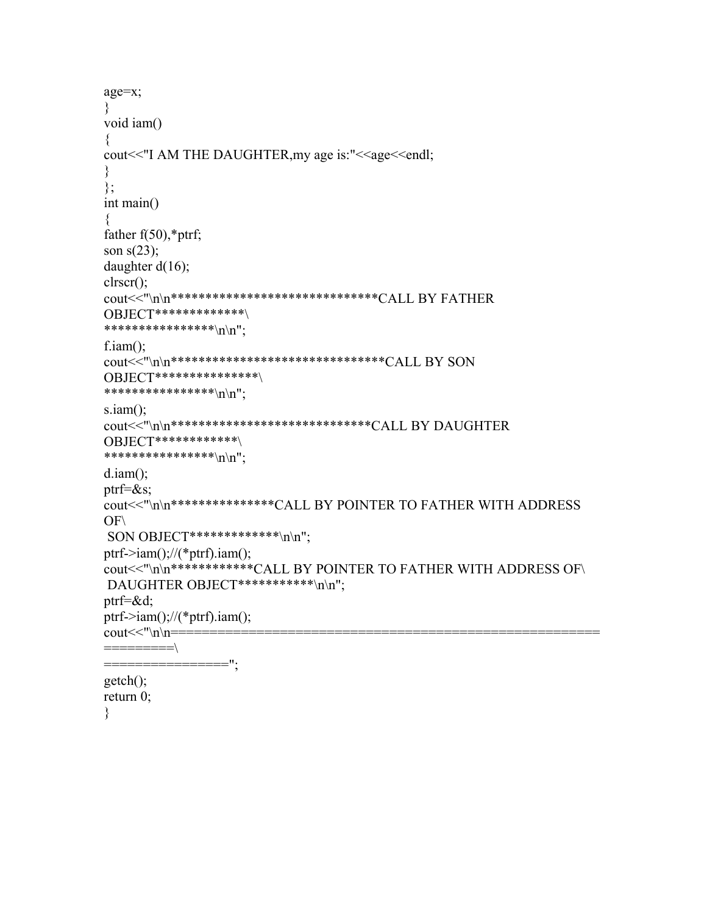```
age=x;
}
void iam()
{
cout<<"I AM THE DAUGHTER,my age is:"<<age<<endl;
}
};
int main()
{
father f(50),*ptrf;
son s(23);
daughter d(16);
clrscr();
cout<<"\n\n*******************************CALL BY FATHER
OBJECT*************\
****************\n\n";
f.iam();
cout<<"\n\n*********************************CALL BY SON
OBJECT***************\
****************\n\n";
s.iam();
cout<<"\n\n******************************CALL BY DAUGHTER
OBJECT************\
****************\n\n";
d.iam();
ptrf=&s;
cout<<"\n\n***************CALL BY POINTER TO FATHER WITH ADDRESS
OF\
 SON OBJECT*************\n\n";
ptrf->iam();//(*ptrf).iam();
cout<<"\n\n************CALL BY POINTER TO FATHER WITH ADDRESS OF\
 DAUGHTER OBJECT***********\n\n";
ptrf=&d;
ptrf->iam();//(*ptrf).iam();
cout<<"\n\n=====================================================
=========\
================";
getch();
return 0;
}
```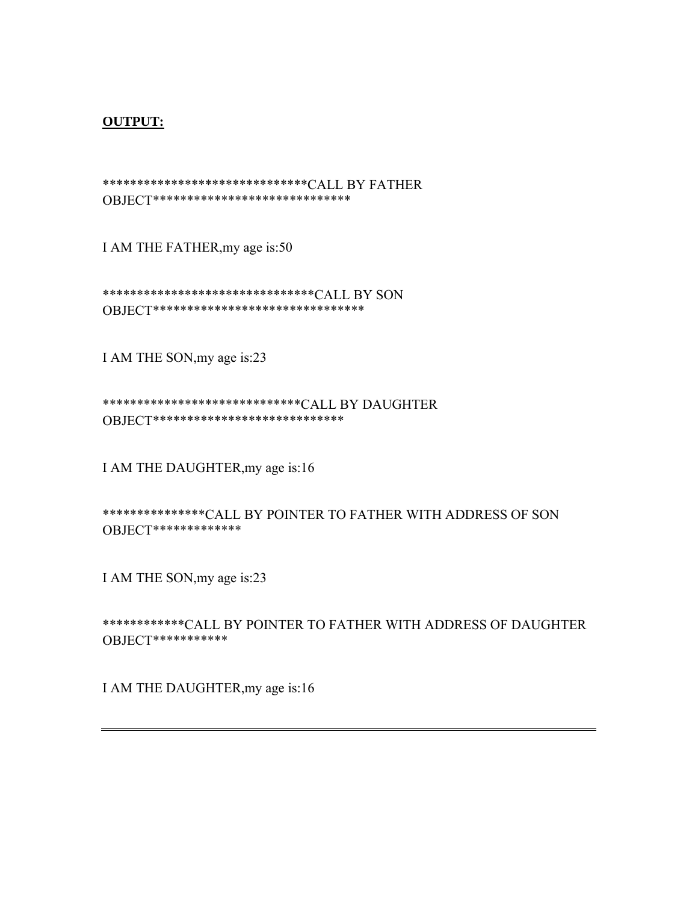**OUTPUT:**

*******************************CALL BY FATHER OBJECT******************************

I AM THE FATHER,my age is:50

********************************CALL BY SON OBJECT********************************

I AM THE SON,my age is:23

******************************CALL BY DAUGHTER OBJECT*****************************

I AM THE DAUGHTER,my age is:16

***************CALL BY POINTER TO FATHER WITH ADDRESS OF SON OBJECT*************

I AM THE SON,my age is:23

************CALL BY POINTER TO FATHER WITH ADDRESS OF DAUGHTER OBJECT***********

I AM THE DAUGHTER,my age is:16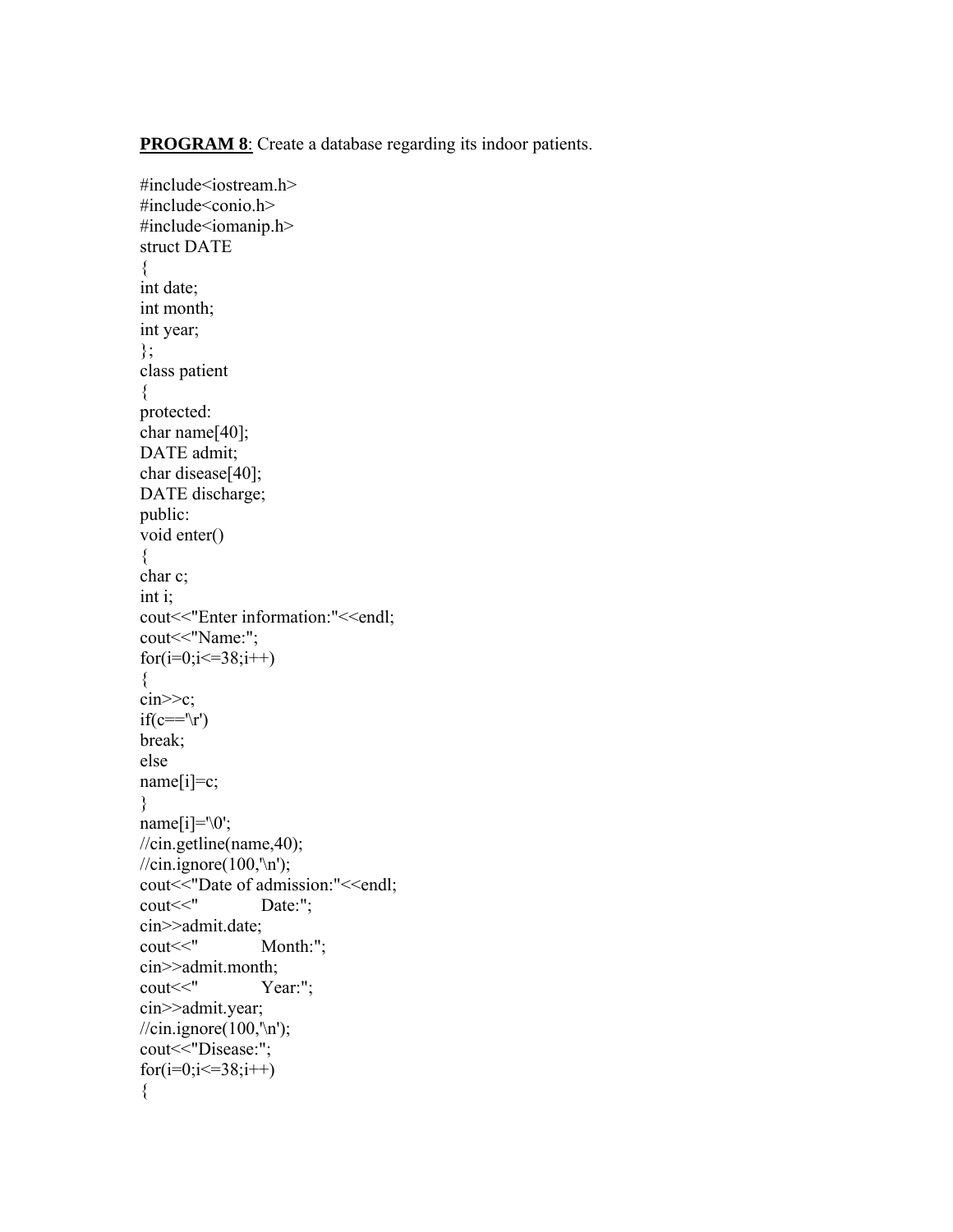**PROGRAM 8**: Create a database regarding its indoor patients.

```
#include<iostream.h>
#include<conio.h>
#include<iomanip.h>
struct DATE
{
int date;
int month;
int year;
};
class patient
{
protected:
char name[40];
DATE admit;
char disease[40];
DATE discharge;
public:
void enter()
{
char c;
int i;
cout<<"Enter information:"<<endl;
cout<<"Name:";
for(i=0;i<=38;i++)
{
cin>>c;
if(c=='\r')
break;
else
name[i]=c;
}
name[i]='\0';
//cin.getline(name,40);
//cin.ignore(100,'\n');
cout<<"Date of admission:"<<endl;
cout<<"          Date:";
cin>>admit.date;
cout<<"          Month:";
cin>>admit.month;
cout<<"          Year:";
cin>>admit.year;
//cin.ignore(100,'\n');
cout<<"Disease:";
for(i=0;i<=38;i++)
{
```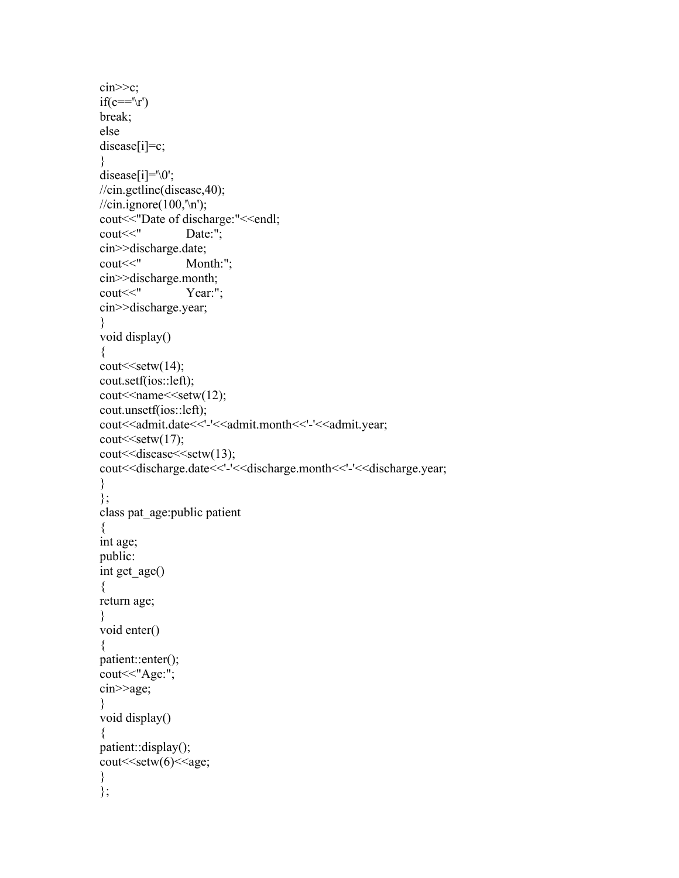```
cin>>c;
if(c=='\r')
break;
else
disease[i]=c;
}
disease[i]='\0';
//cin.getline(disease,40);
//cin.ignore(100,'\n');
cout<<"Date of discharge:"<<endl;
cout<<"             Date:";
cin>>discharge.date;
cout<<"             Month:";
cin>>discharge.month;
cout<<"             Year:";
cin>>discharge.year;
}
void display()
{
cout<<setw(14);
cout.setf(ios::left);
cout<<name<<setw(12);
cout.unsetf(ios::left);
cout<<admit.date<<'-'<<admit.month<<'-'<<admit.year;
cout<<setw(17);
cout<<disease<<setw(13);
cout<<discharge.date<<'-'<<discharge.month<<'-'<<discharge.year;
}
};
class pat_age:public patient
{
int age;
public:
int get_age()
{
return age;
}
void enter()
{
patient::enter();
cout<<"Age:";
cin>>age;
}
void display()
{
patient::display();
cout<<setw(6)<<age;
}
};
```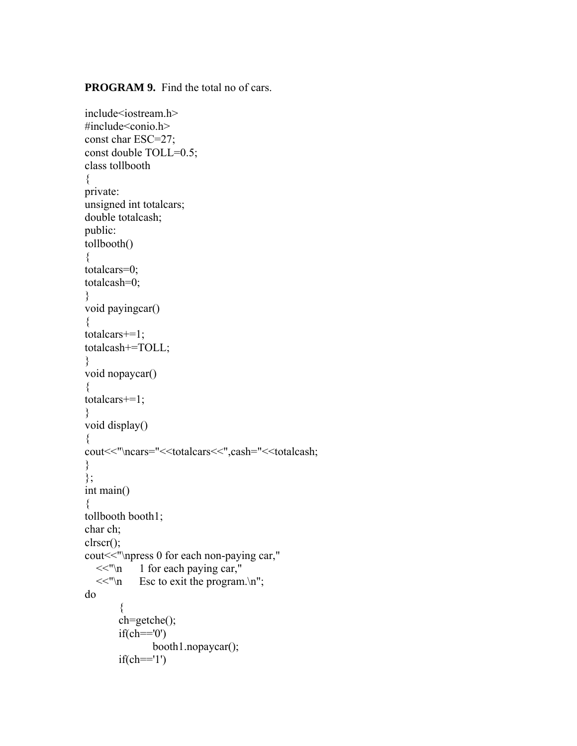**PROGRAM 9.** Find the total no of cars.

```
include<iostream.h>
#include<conio.h>
const char ESC=27;
const double TOLL=0.5;
class tollbooth
{
private:
unsigned int totalcars;
double totalcash;
public:
tollbooth()
{
totalcars=0;
totalcash=0;
}
void payingcar()
{
totalcars+=1;
totalcash+=TOLL;
}
void nopaycar()
{
totalcars+=1;
}
void display()
{
cout<<"\ncars="<<totalcars<<",cash="<<totalcash;
}
};
int main()
{
tollbooth booth1;
char ch;
clrscr();
cout<<"\npress 0 for each non-paying car,"
   <<"\n      1 for each paying car,"
   <<"\n      Esc to exit the program.\n";
do
        {
        ch=getche();
        if(ch=='0')
                booth1.nopaycar();
        if(ch=='1')
```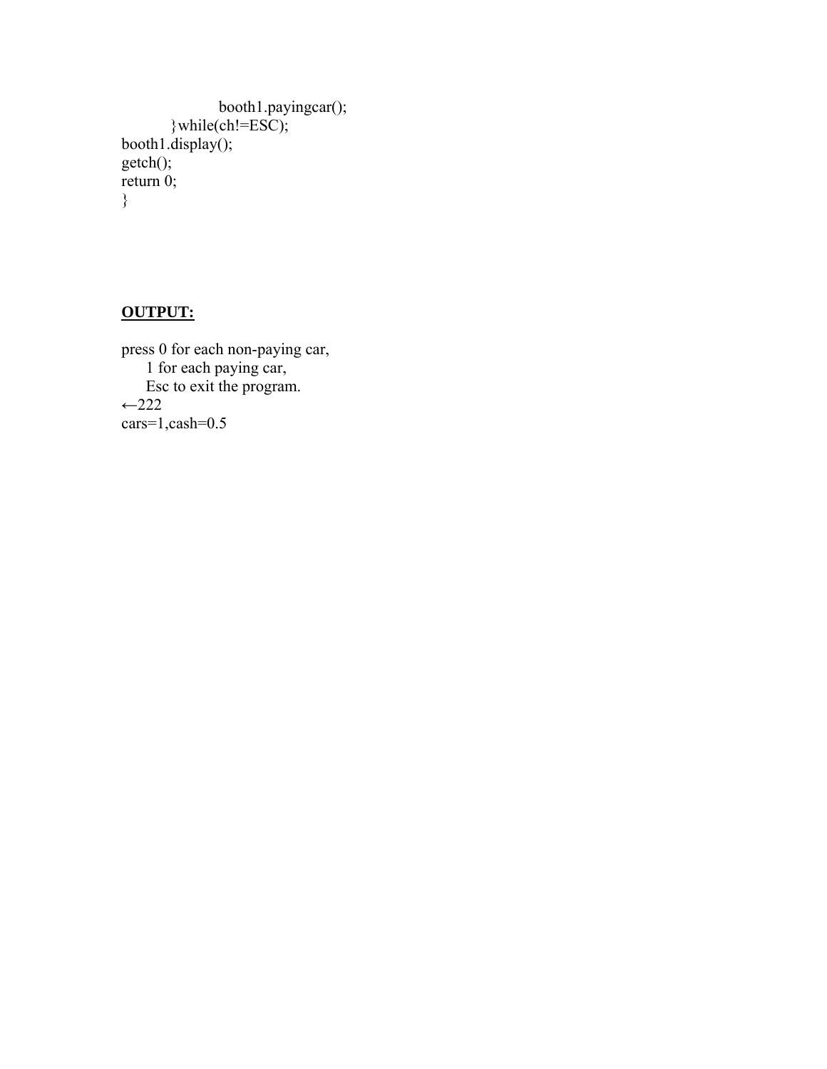```
                booth1.payingcar();
        }while(ch!=ESC);
booth1.display();
getch();
return 0;
}
```

**OUTPUT:**

```
press 0 for each non-paying car,
     1 for each paying car,
     Esc to exit the program.
←222
cars=1,cash=0.5
```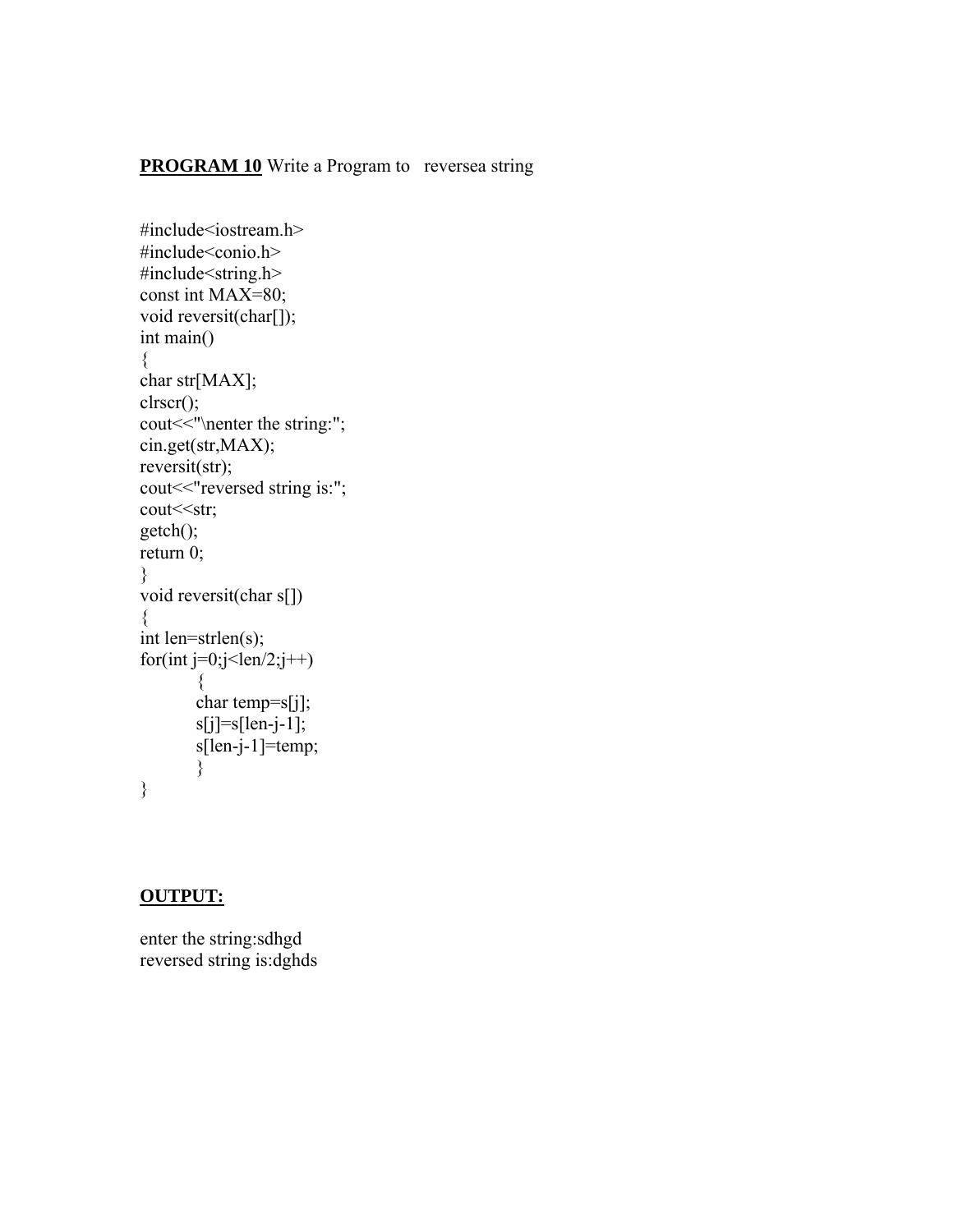**PROGRAM 10** Write a Program to reversea string

```
#include<iostream.h>
#include<conio.h>
#include<string.h>
const int MAX=80;
void reversit(char[]);
int main()
{
char str[MAX];
clrscr();
cout<<"\nenter the string:";
cin.get(str,MAX);
reversit(str);
cout<<"reversed string is:";
cout<<str;
getch();
return 0;
}
void reversit(char s[])
{
int len=strlen(s);
for(int j=0;j<len/2;j++)
        {
        char temp=s[j];
        s[j]=s[len-j-1];
        s[len-j-1]=temp;
        }
}
```

**OUTPUT:**

```
enter the string:sdhgd
reversed string is:dghds
```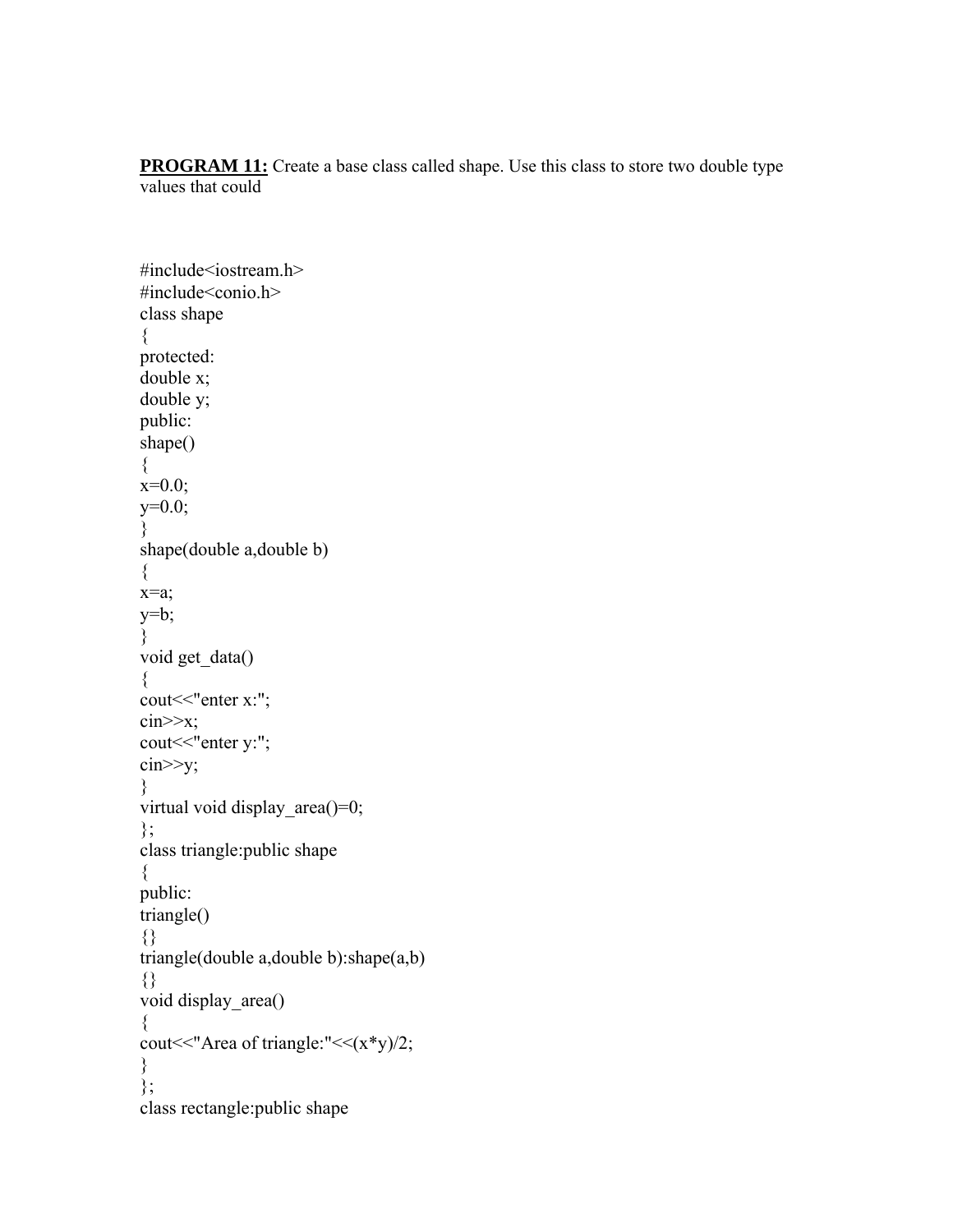**PROGRAM 11:** Create a base class called shape. Use this class to store two double type values that could

```
#include<iostream.h>
#include<conio.h>
class shape
{
protected:
double x;
double y;
public:
shape()
{
x=0.0;
y=0.0;
}
shape(double a,double b)
{
x=a;
y=b;
}
void get_data()
{
cout<<"enter x:";
cin>>x;
cout<<"enter y:";
cin>>y;
}
virtual void display_area()=0;
};
class triangle:public shape
{
public:
triangle()
{}
triangle(double a,double b):shape(a,b)
{}
void display_area()
{
cout<<"Area of triangle:"<<(x*y)/2;
}
};
class rectangle:public shape
```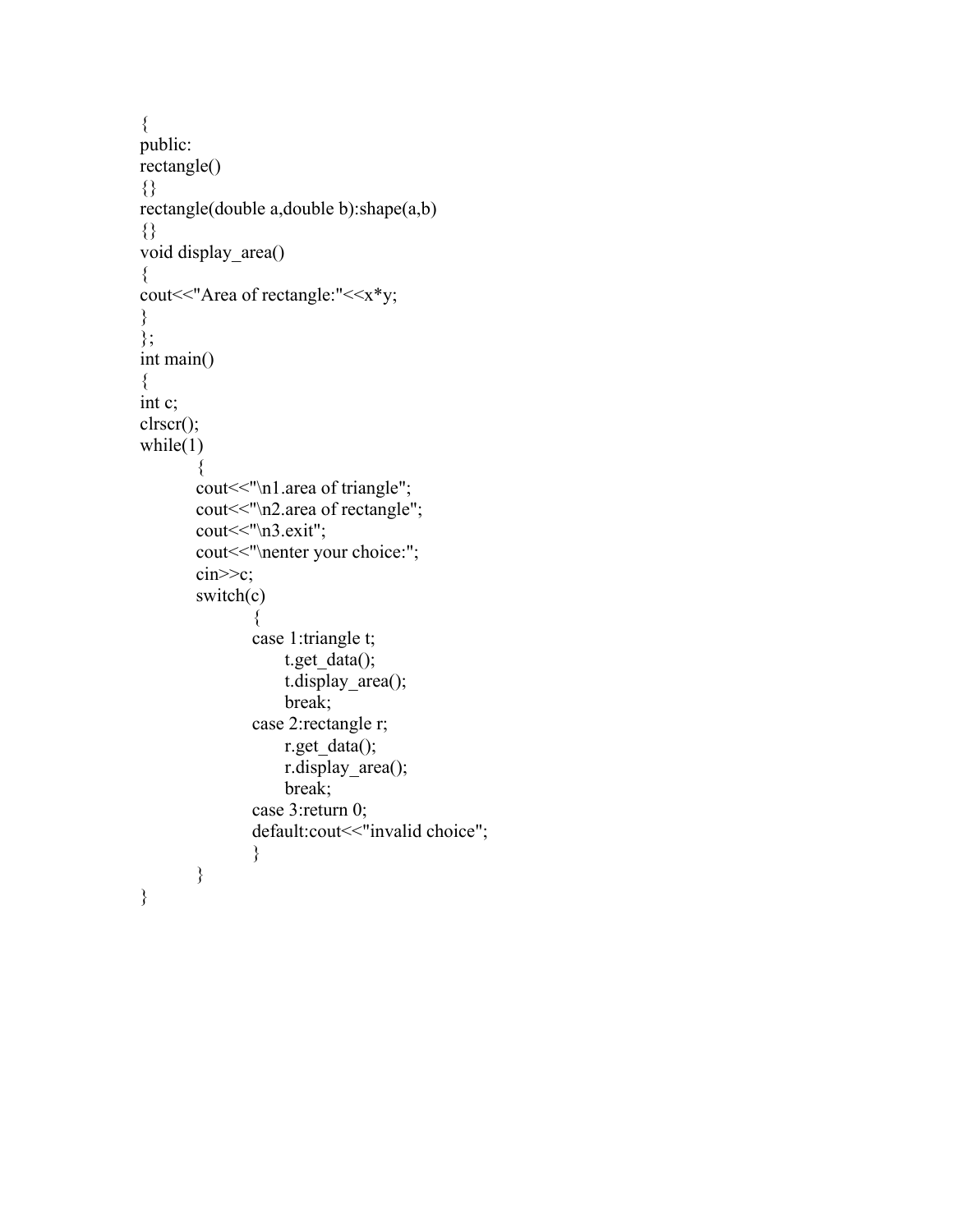```
{
public:
rectangle()
{}
rectangle(double a,double b):shape(a,b)
{}
void display_area()
{
cout<<"Area of rectangle:"<<x*y;
}
};
int main()
{
int c;
clrscr();
while(1)
	{
	cout<<"\n1.area of triangle";
	cout<<"\n2.area of rectangle";
	cout<<"\n3.exit";
	cout<<"\nenter your choice:";
	cin>>c;
	switch(c)
		{
		case 1:triangle t;
		      t.get_data();
		      t.display_area();
		      break;
		case 2:rectangle r;
		      r.get_data();
		      r.display_area();
		      break;
		case 3:return 0;
		default:cout<<"invalid choice";
		}
	}
}
```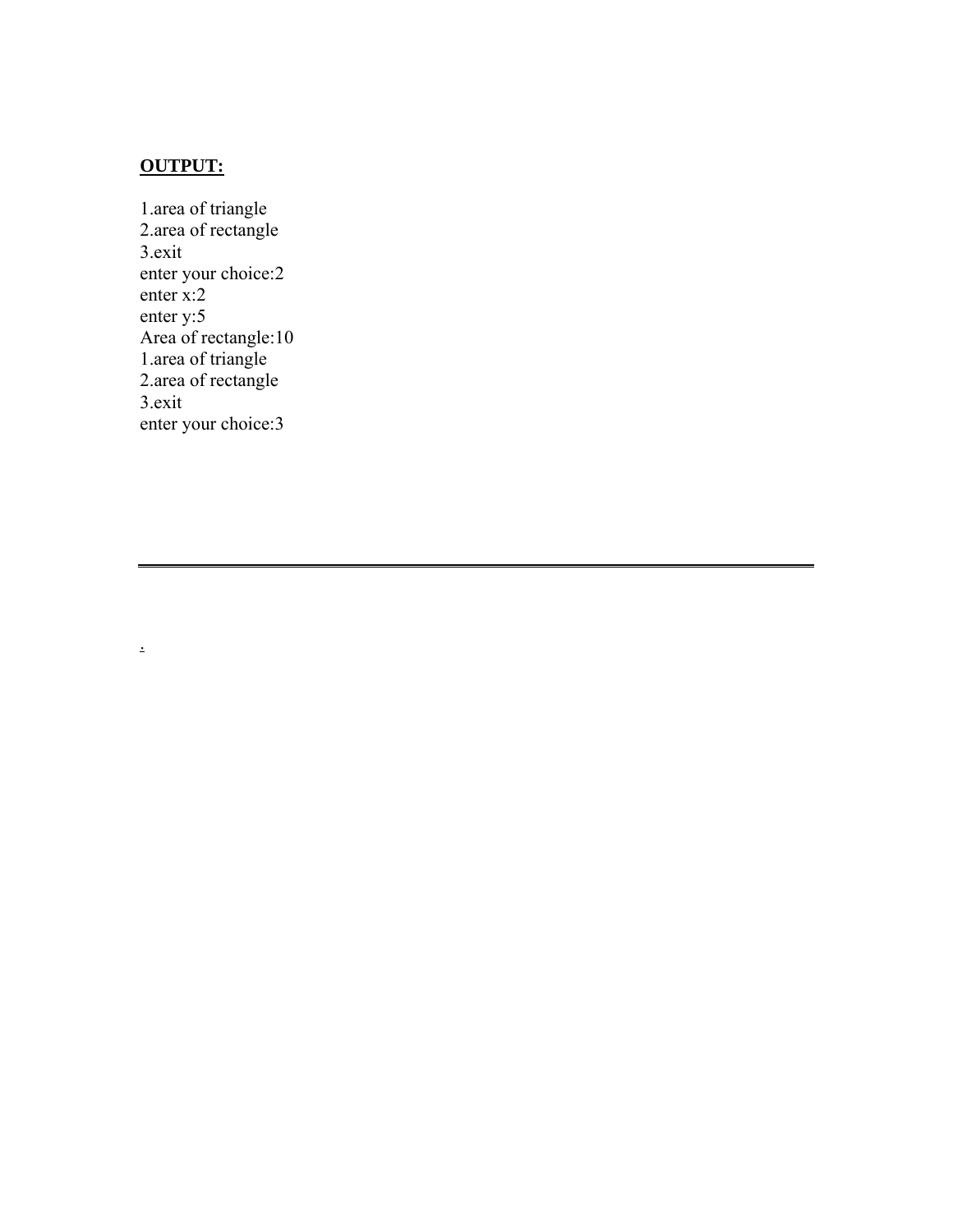**OUTPUT:**

```
1.area of triangle
2.area of rectangle
3.exit
enter your choice:2
enter x:2
enter y:5
Area of rectangle:10
1.area of triangle
2.area of rectangle
3.exit
enter your choice:3
```

---

.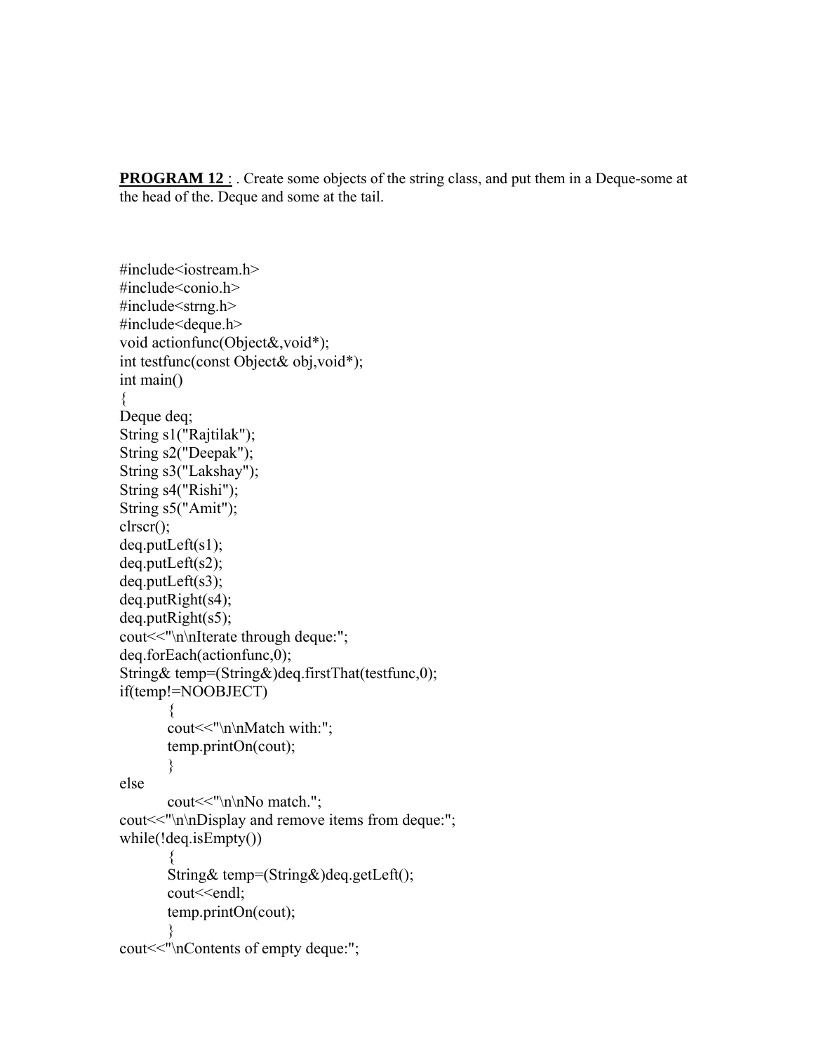**PROGRAM 12** : . Create some objects of the string class, and put them in a Deque-some at the head of the. Deque and some at the tail.

```
#include<iostream.h>
#include<conio.h>
#include<strng.h>
#include<deque.h>
void actionfunc(Object&,void*);
int testfunc(const Object& obj,void*);
int main()
{
Deque deq;
String s1("Rajtilak");
String s2("Deepak");
String s3("Lakshay");
String s4("Rishi");
String s5("Amit");
clrscr();
deq.putLeft(s1);
deq.putLeft(s2);
deq.putLeft(s3);
deq.putRight(s4);
deq.putRight(s5);
cout<<"\n\nIterate through deque:";
deq.forEach(actionfunc,0);
String& temp=(String&)deq.firstThat(testfunc,0);
if(temp!=NOOBJECT)
        {
        cout<<"\n\nMatch with:";
        temp.printOn(cout);
        }
else
        cout<<"\n\nNo match.";
cout<<"\n\nDisplay and remove items from deque:";
while(!deq.isEmpty())
        {
        String& temp=(String&)deq.getLeft();
        cout<<endl;
        temp.printOn(cout);
        }
cout<<"\nContents of empty deque:";
```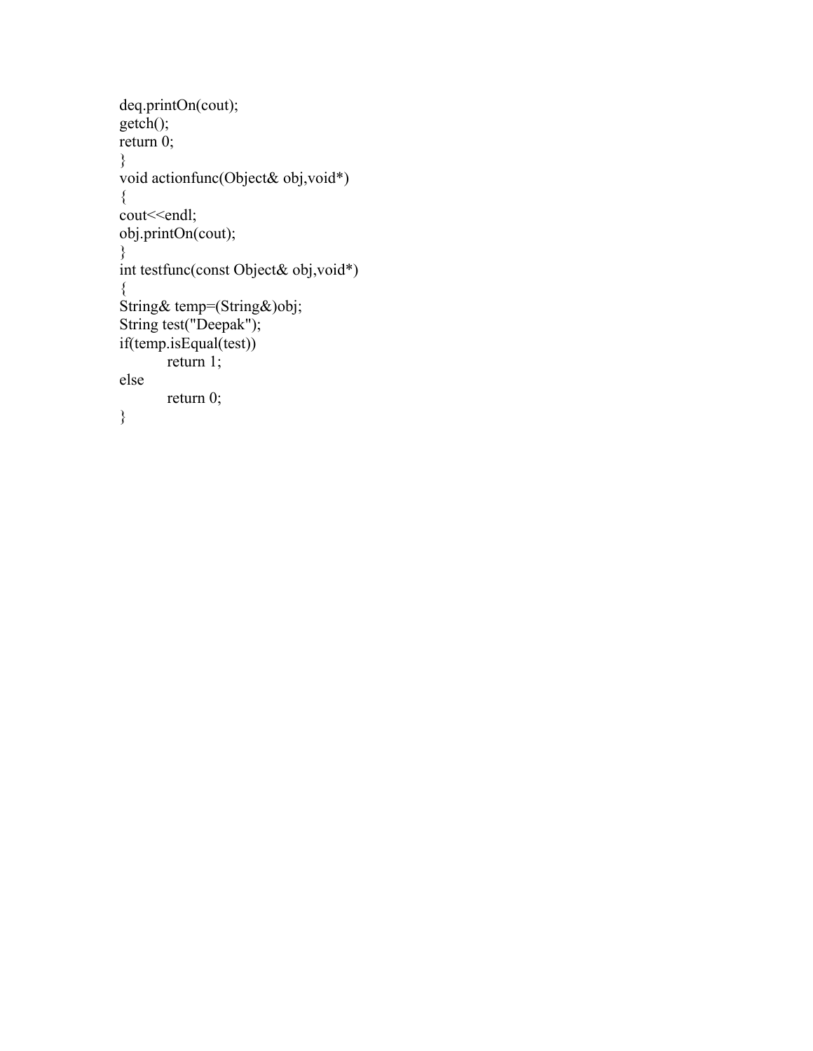```
deq.printOn(cout);
getch();
return 0;
}
void actionfunc(Object& obj,void*)
{
cout<<endl;
obj.printOn(cout);
}
int testfunc(const Object& obj,void*)
{
String& temp=(String&)obj;
String test("Deepak");
if(temp.isEqual(test))
        return 1;
else
        return 0;
}
```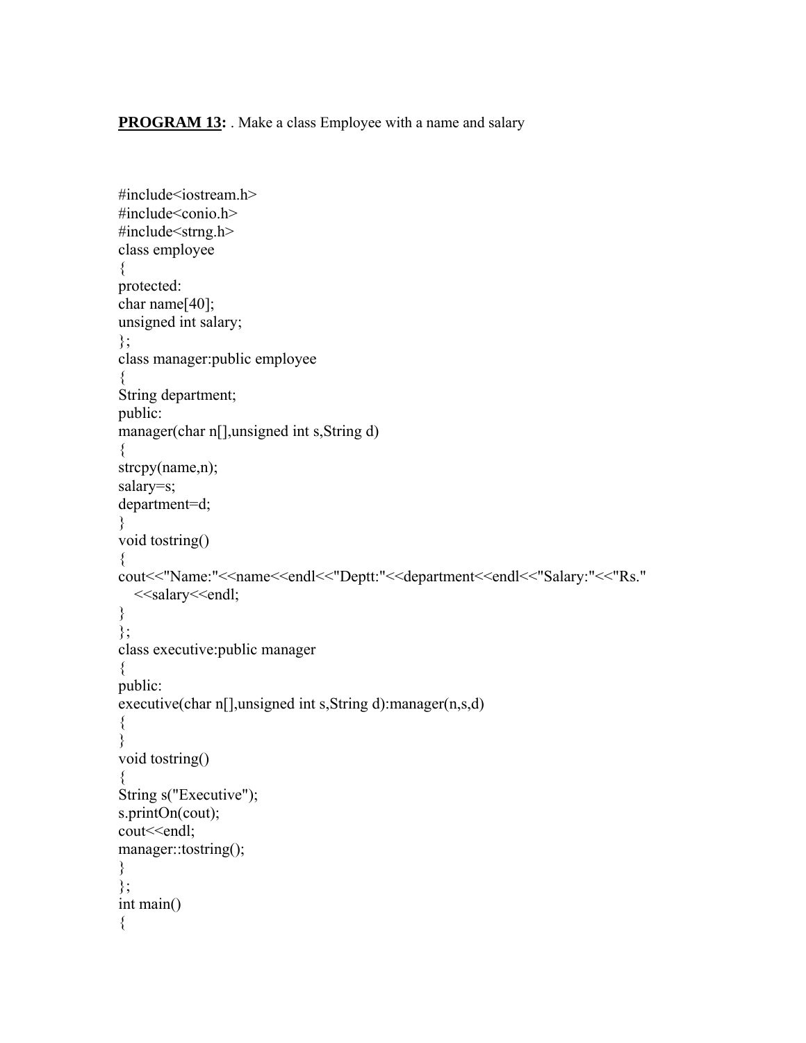**PROGRAM 13:** . Make a class Employee with a name and salary

```
#include<iostream.h>
#include<conio.h>
#include<strng.h>
class employee
{
protected:
char name[40];
unsigned int salary;
};
class manager:public employee
{
String department;
public:
manager(char n[],unsigned int s,String d)
{
strcpy(name,n);
salary=s;
department=d;
}
void tostring()
{
cout<<"Name:"<<name<<endl<<"Deptt:"<<department<<endl<<"Salary:"<<"Rs."
   <<salary<<endl;
}
};
class executive:public manager
{
public:
executive(char n[],unsigned int s,String d):manager(n,s,d)
{
}
void tostring()
{
String s("Executive");
s.printOn(cout);
cout<<endl;
manager::tostring();
}
};
int main()
{
```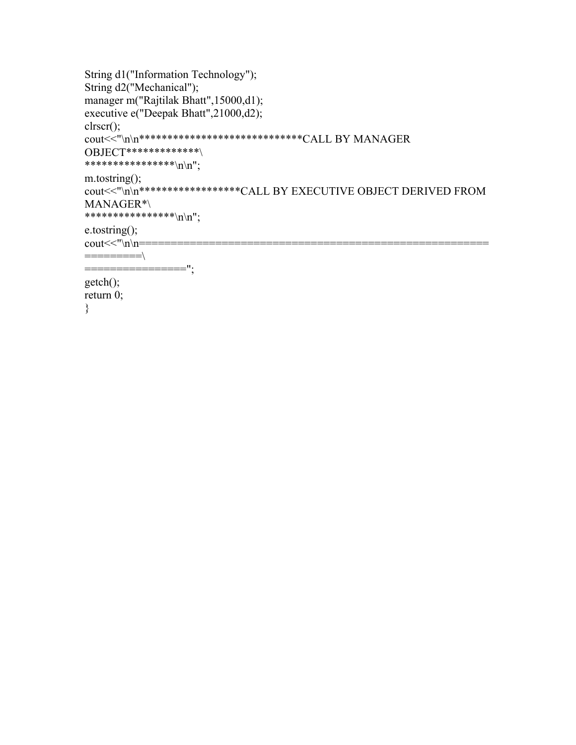```
String d1("Information Technology");
String d2("Mechanical");
manager m("Rajtilak Bhatt",15000,d1);
executive e("Deepak Bhatt",21000,d2);
clrscr();
cout<<"\n\n*****************************CALL BY MANAGER
OBJECT*************\
****************\n\n";
m.tostring();
cout<<"\n\n******************CALL BY EXECUTIVE OBJECT DERIVED FROM
MANAGER*\
****************\n\n";
e.tostring();
cout<<"\n\n=====================================================
=========\
================";
getch();
return 0;
}
```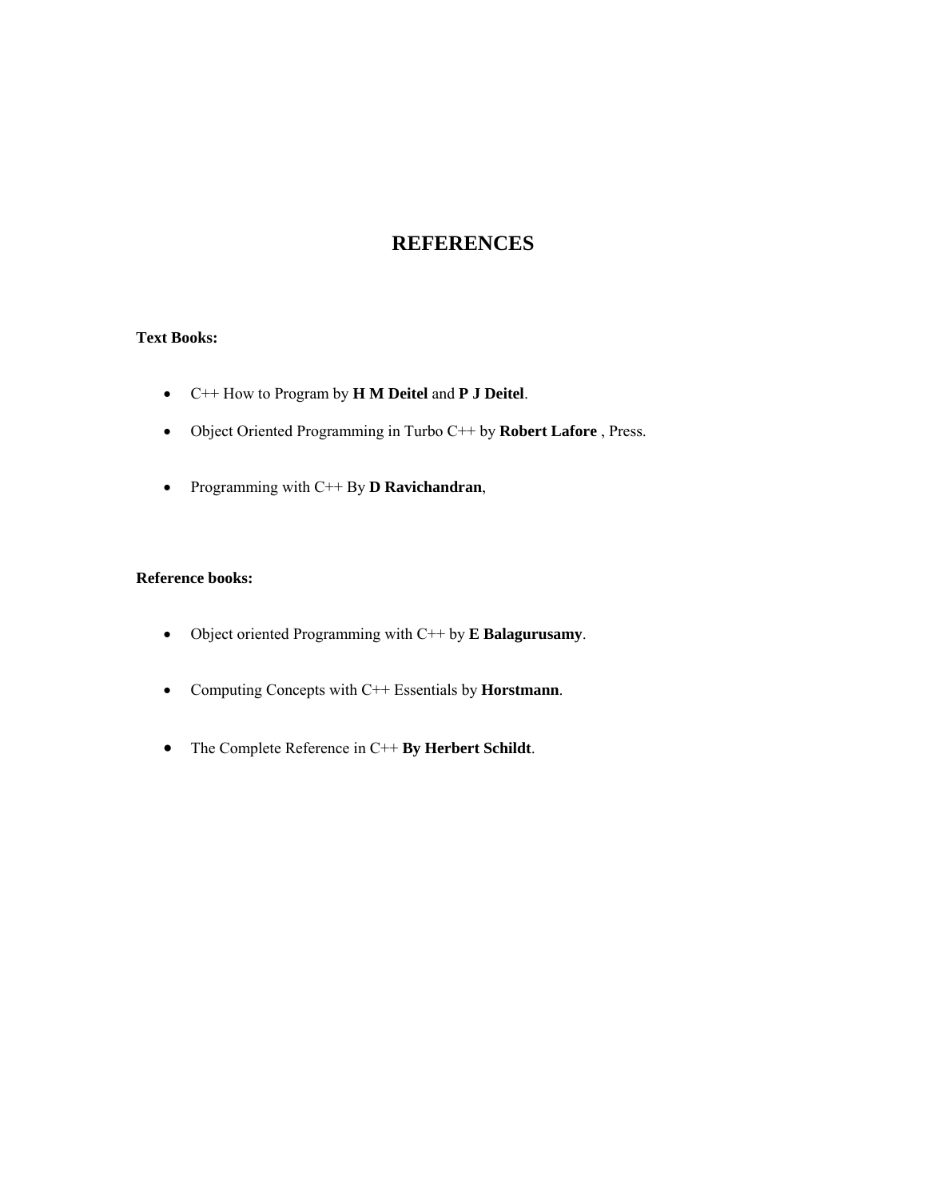# REFERENCES

**Text Books:**

- C++ How to Program by **H M Deitel** and **P J Deitel**.
- Object Oriented Programming in Turbo C++ by **Robert Lafore** , Press.
- Programming with C++ By **D Ravichandran**,

**Reference books:**

- Object oriented Programming with C++ by **E Balagurusamy**.
- Computing Concepts with C++ Essentials by **Horstmann**.
- The Complete Reference in C++ **By Herbert Schildt**.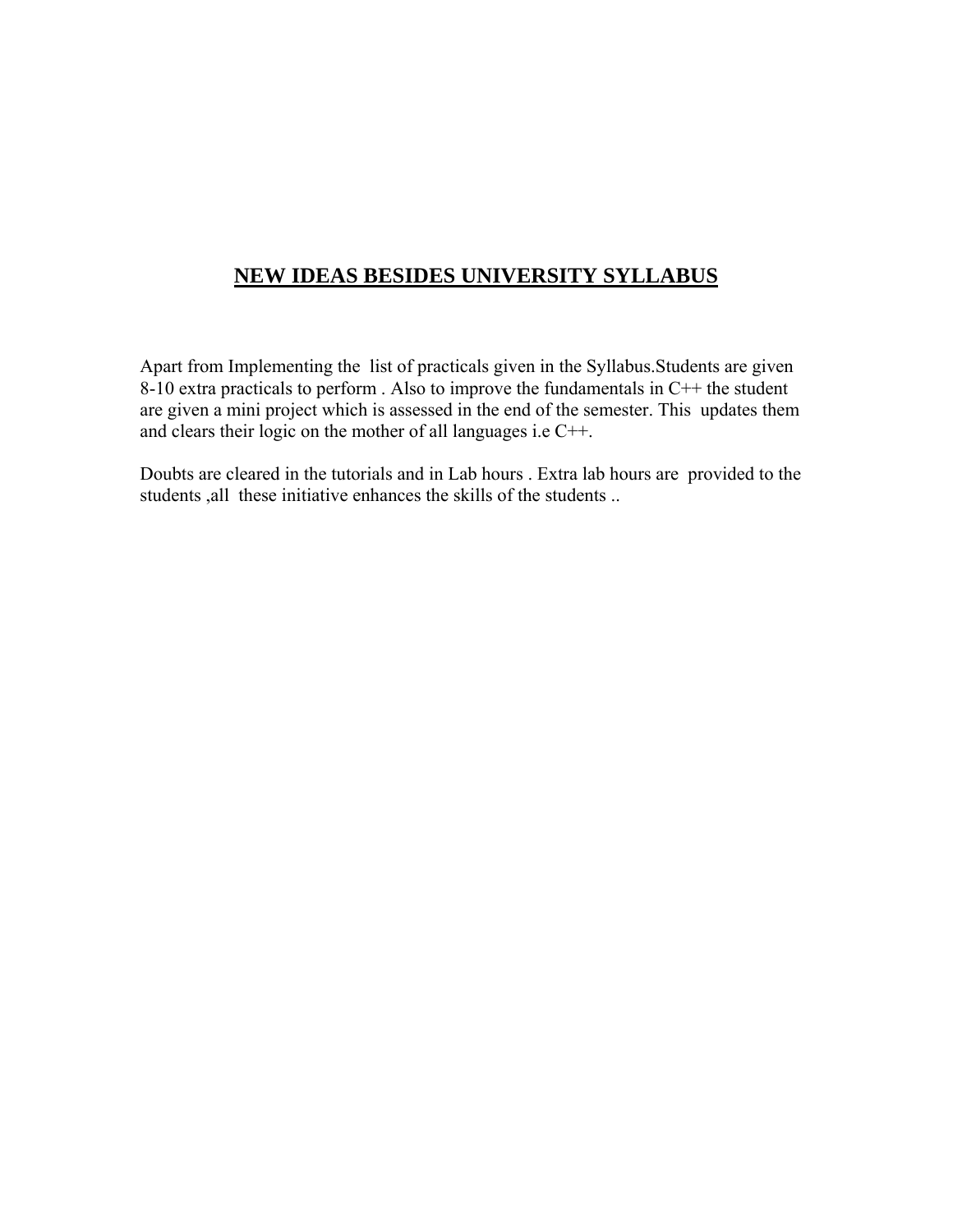# NEW IDEAS BESIDES UNIVERSITY SYLLABUS

Apart from Implementing the list of practicals given in the Syllabus.Students are given 8-10 extra practicals to perform . Also to improve the fundamentals in C++ the student are given a mini project which is assessed in the end of the semester. This updates them and clears their logic on the mother of all languages i.e C++.

Doubts are cleared in the tutorials and in Lab hours . Extra lab hours are provided to the students ,all these initiative enhances the skills of the students ..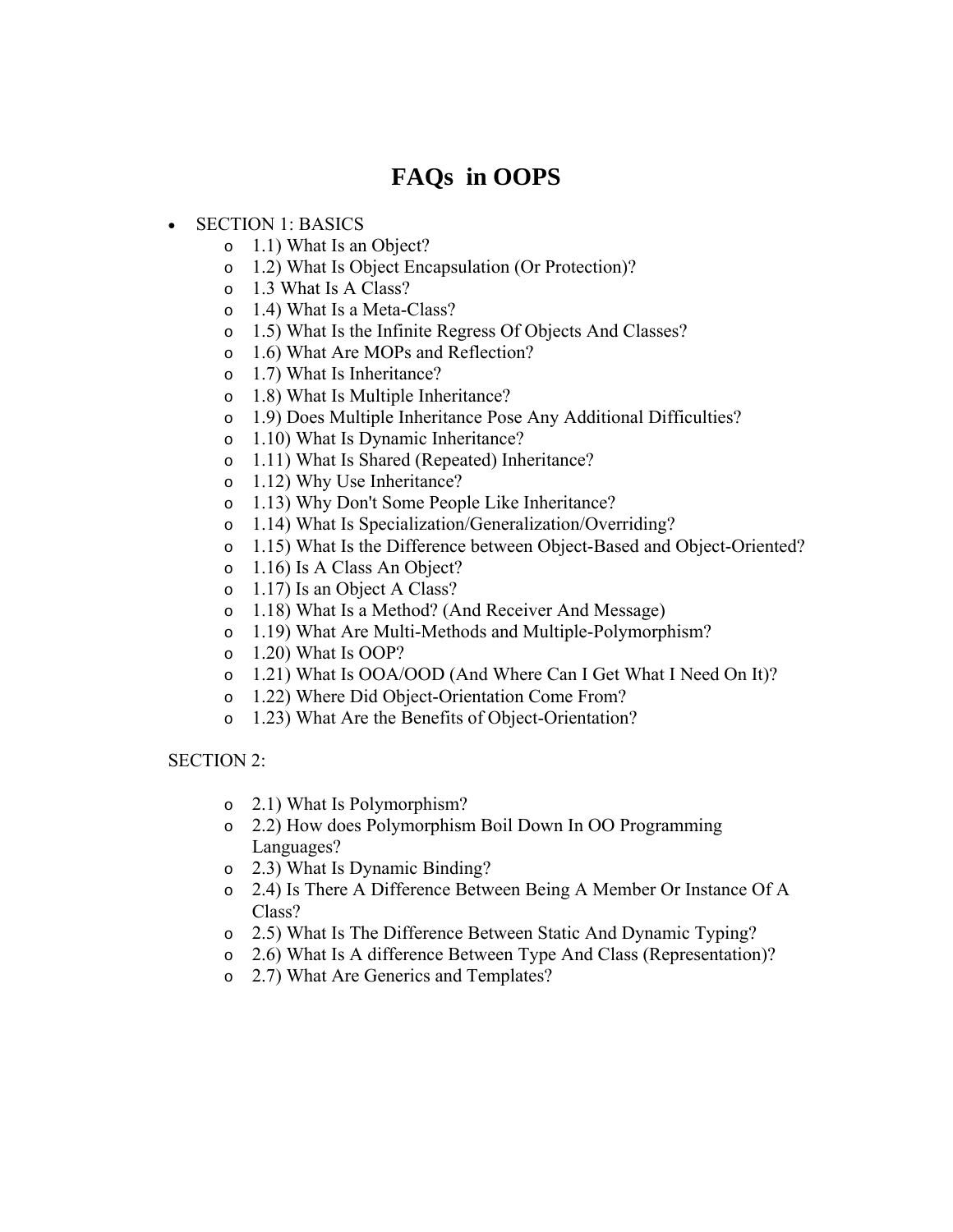# FAQs in OOPS

- SECTION 1: BASICS
    - 1.1) What Is an Object?
    - 1.2) What Is Object Encapsulation (Or Protection)?
    - 1.3 What Is A Class?
    - 1.4) What Is a Meta-Class?
    - 1.5) What Is the Infinite Regress Of Objects And Classes?
    - 1.6) What Are MOPs and Reflection?
    - 1.7) What Is Inheritance?
    - 1.8) What Is Multiple Inheritance?
    - 1.9) Does Multiple Inheritance Pose Any Additional Difficulties?
    - 1.10) What Is Dynamic Inheritance?
    - 1.11) What Is Shared (Repeated) Inheritance?
    - 1.12) Why Use Inheritance?
    - 1.13) Why Don't Some People Like Inheritance?
    - 1.14) What Is Specialization/Generalization/Overriding?
    - 1.15) What Is the Difference between Object-Based and Object-Oriented?
    - 1.16) Is A Class An Object?
    - 1.17) Is an Object A Class?
    - 1.18) What Is a Method? (And Receiver And Message)
    - 1.19) What Are Multi-Methods and Multiple-Polymorphism?
    - 1.20) What Is OOP?
    - 1.21) What Is OOA/OOD (And Where Can I Get What I Need On It)?
    - 1.22) Where Did Object-Orientation Come From?
    - 1.23) What Are the Benefits of Object-Orientation?

SECTION 2:

- 2.1) What Is Polymorphism?
- 2.2) How does Polymorphism Boil Down In OO Programming Languages?
- 2.3) What Is Dynamic Binding?
- 2.4) Is There A Difference Between Being A Member Or Instance Of A Class?
- 2.5) What Is The Difference Between Static And Dynamic Typing?
- 2.6) What Is A difference Between Type And Class (Representation)?
- 2.7) What Are Generics and Templates?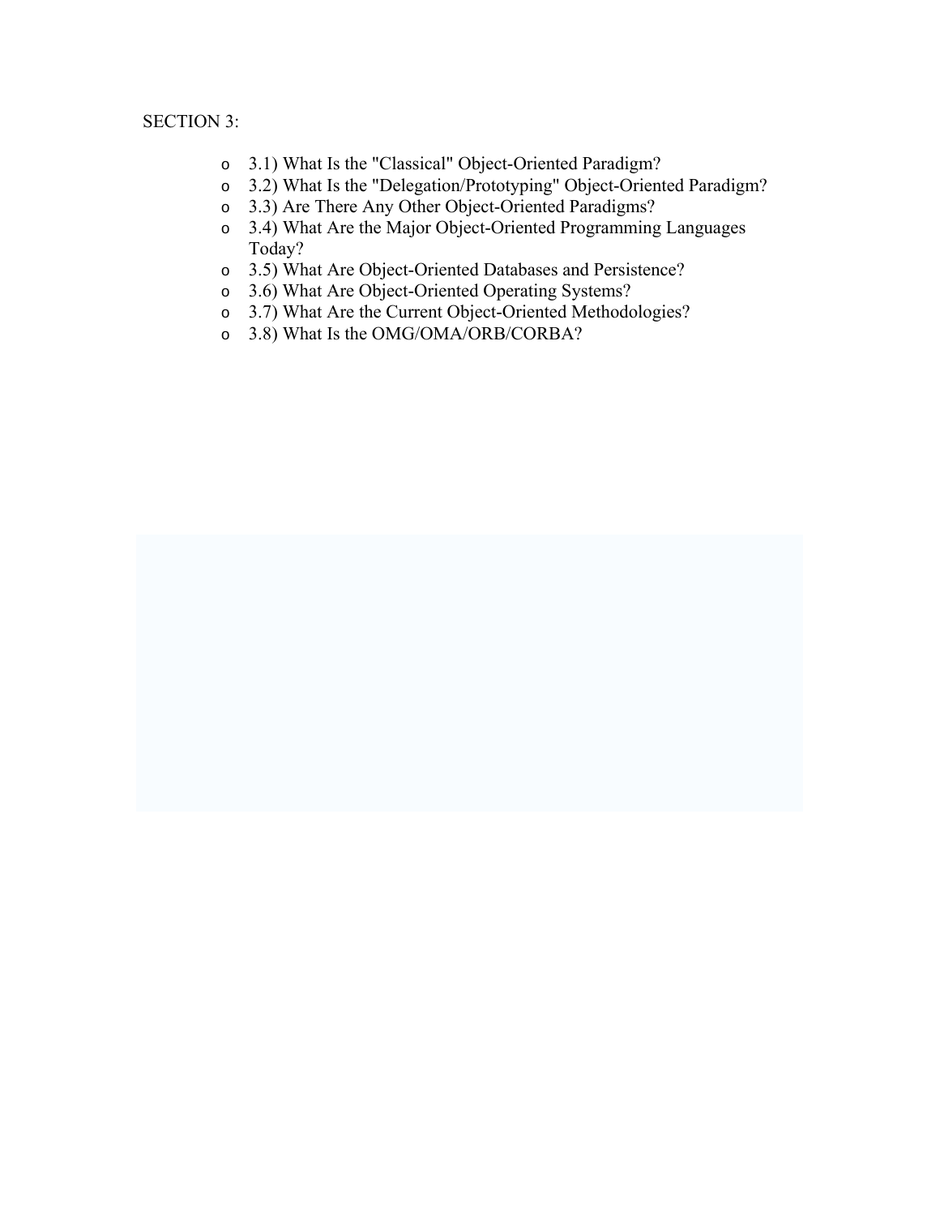SECTION 3:

- 3.1) What Is the "Classical" Object-Oriented Paradigm?
- 3.2) What Is the "Delegation/Prototyping" Object-Oriented Paradigm?
- 3.3) Are There Any Other Object-Oriented Paradigms?
- 3.4) What Are the Major Object-Oriented Programming Languages Today?
- 3.5) What Are Object-Oriented Databases and Persistence?
- 3.6) What Are Object-Oriented Operating Systems?
- 3.7) What Are the Current Object-Oriented Methodologies?
- 3.8) What Is the OMG/OMA/ORB/CORBA?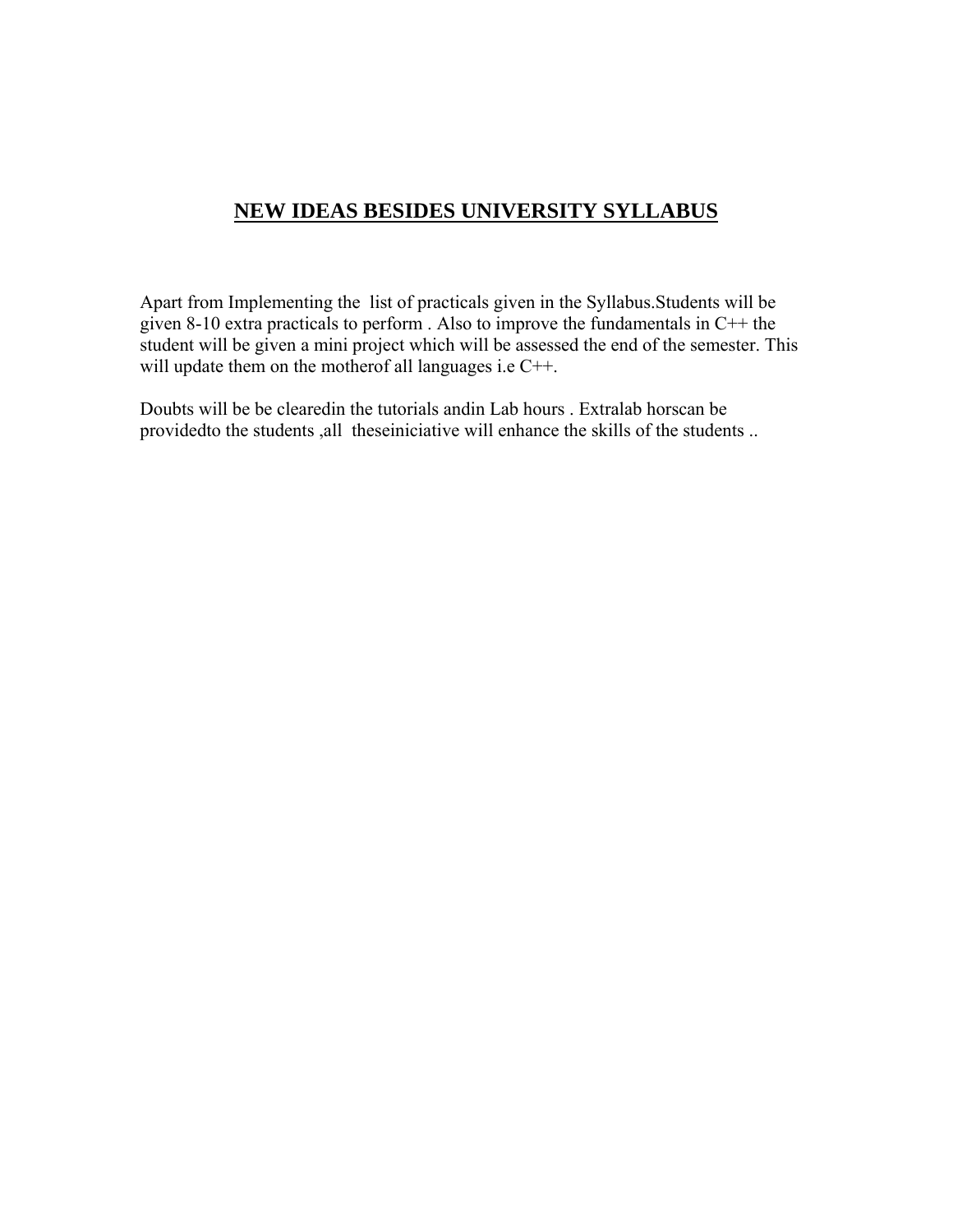# **NEW IDEAS BESIDES UNIVERSITY SYLLABUS**

Apart from Implementing the list of practicals given in the Syllabus.Students will be given 8-10 extra practicals to perform . Also to improve the fundamentals in C++ the student will be given a mini project which will be assessed the end of the semester. This will update them on the motherof all languages i.e C++.

Doubts will be be clearedin the tutorials andin Lab hours . Extralab horscan be providedto the students ,all theseiniciative will enhance the skills of the students ..